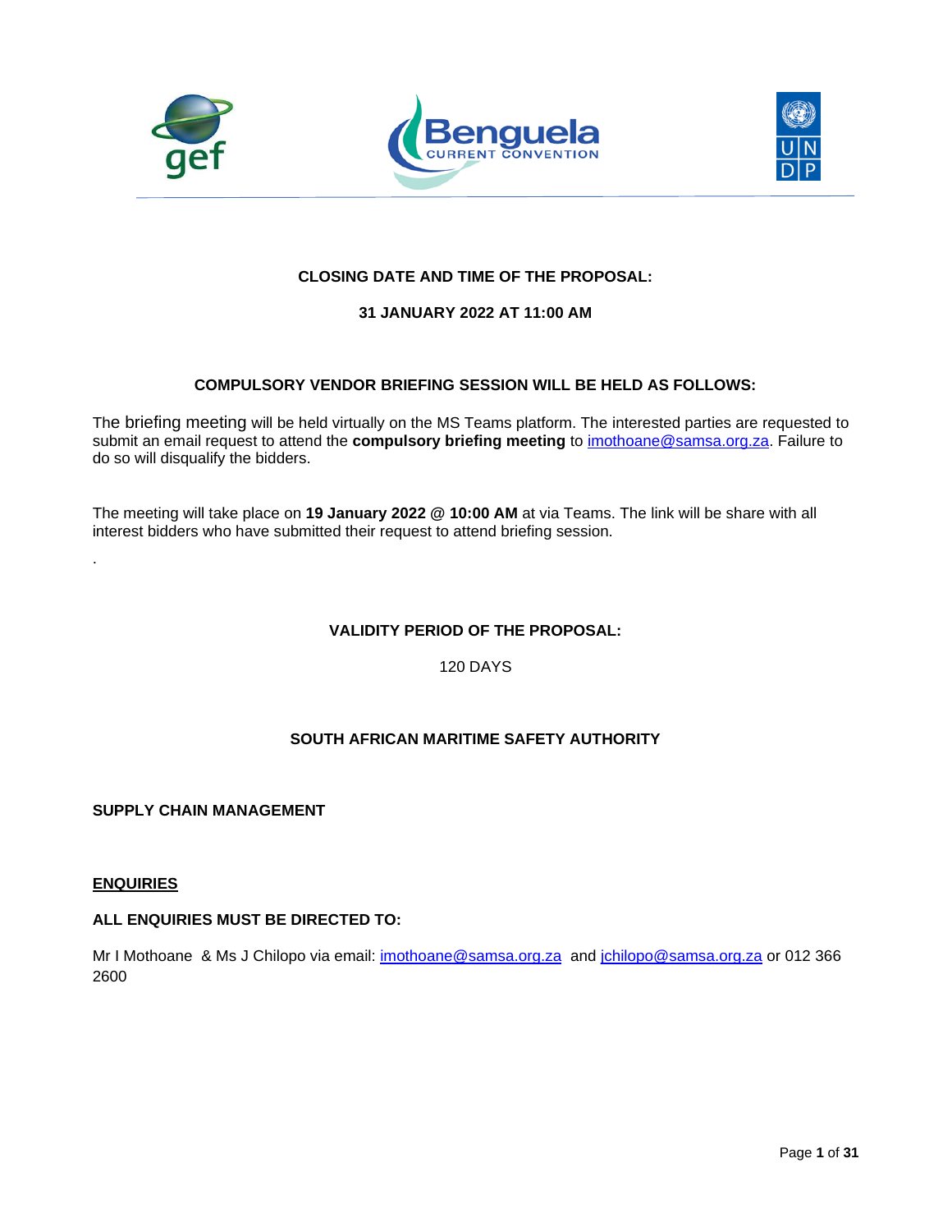**CLOSING DATE AND TIME OF THE PROPOSAL:**

**31 JANUARY 2022 AT 11:00 AM**

**COMPULSORY VENDOR BRIEFING SESSION WILL BE HELD AS FOLLOWS:**

The briefing meeting will be held virtually on the MS Teams platform. The interested parties are requested to submit an email request to attend the **compulsory briefing meeting** to imothoane@samsa.org.za. Failure to do so will disqualify the bidders.

The meeting will take place on **19 January 2022 @ 10:00 AM** at via Teams. The link will be share with all interest bidders who have submitted their request to attend briefing session.

.

**VALIDITY PERIOD OF THE PROPOSAL:**

120 DAYS

**SOUTH AFRICAN MARITIME SAFETY AUTHORITY**

**SUPPLY CHAIN MANAGEMENT**

**ENQUIRIES**

**ALL ENQUIRIES MUST BE DIRECTED TO:**

Mr I Mothoane & Ms J Chilopo via email: imothoane@samsa.org.za and jchilopo@samsa.org.za or 012 366 2600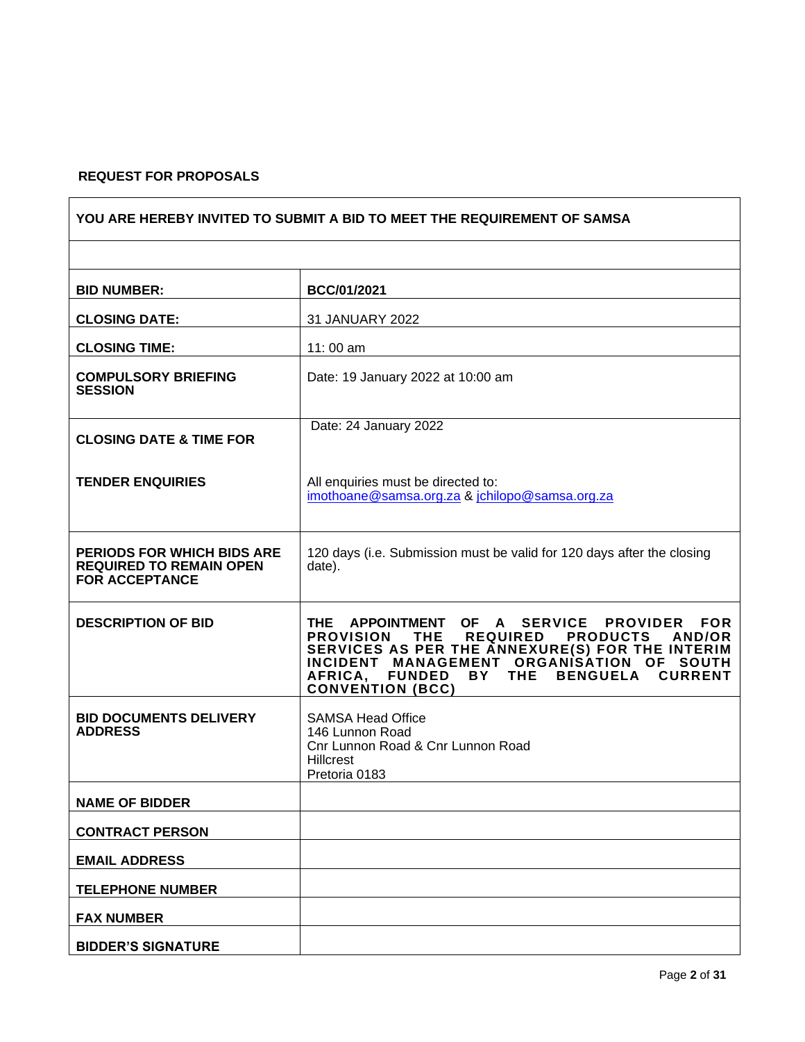**REQUEST FOR PROPOSALS**

| YOU ARE HEREBY INVITED TO SUBMIT A BID TO MEET THE REQUIREMENT OF SAMSA | |
|---|---|
| | |
| **BID NUMBER:** | **BCC/01/2021** |
| **CLOSING DATE:** | 31 JANUARY 2022 |
| **CLOSING TIME:** | 11: 00 am |
| **COMPULSORY BRIEFING SESSION** | Date: 19 January 2022 at 10:00 am |
| **CLOSING DATE & TIME FOR** | Date: 24 January 2022 |
| **TENDER ENQUIRIES** | All enquiries must be directed to: imothoane@samsa.org.za & jchilopo@samsa.org.za |
| **PERIODS FOR WHICH BIDS ARE REQUIRED TO REMAIN OPEN FOR ACCEPTANCE** | 120 days (i.e. Submission must be valid for 120 days after the closing date). |
| **DESCRIPTION OF BID** | **THE APPOINTMENT OF A SERVICE PROVIDER FOR PROVISION THE REQUIRED PRODUCTS AND/OR SERVICES AS PER THE ANNEXURE(S) FOR THE INTERIM INCIDENT MANAGEMENT ORGANISATION OF SOUTH AFRICA, FUNDED BY THE BENGUELA CURRENT CONVENTION (BCC)** |
| **BID DOCUMENTS DELIVERY ADDRESS** | SAMSA Head Office<br>146 Lunnon Road<br>Cnr Lunnon Road & Cnr Lunnon Road<br>Hillcrest<br>Pretoria 0183 |
| **NAME OF BIDDER** | |
| **CONTRACT PERSON** | |
| **EMAIL ADDRESS** | |
| **TELEPHONE NUMBER** | |
| **FAX NUMBER** | |
| **BIDDER'S SIGNATURE** | |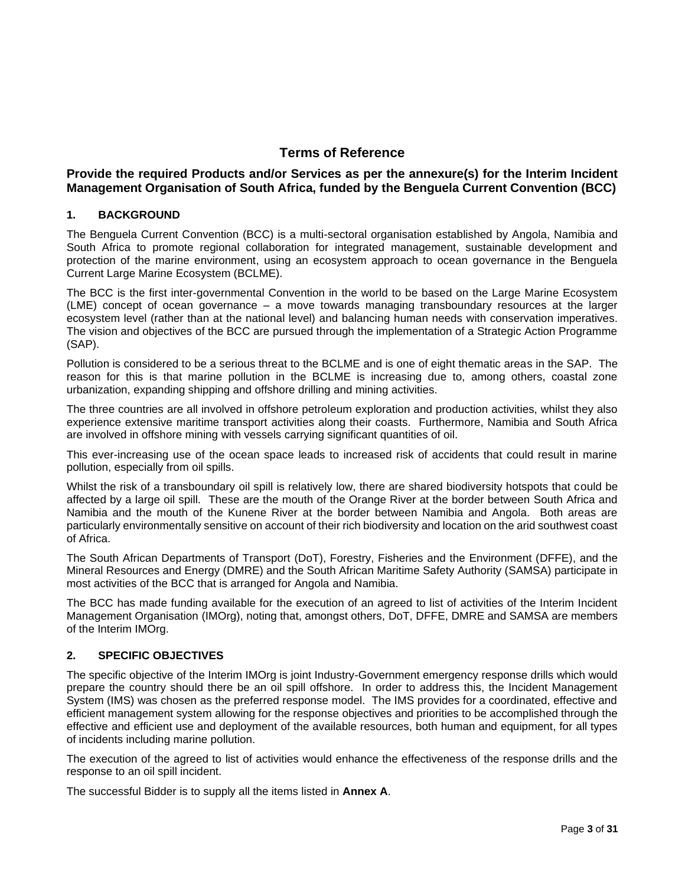# Terms of Reference

## Provide the required Products and/or Services as per the annexure(s) for the Interim Incident Management Organisation of South Africa, funded by the Benguela Current Convention (BCC)

### 1. BACKGROUND

The Benguela Current Convention (BCC) is a multi-sectoral organisation established by Angola, Namibia and South Africa to promote regional collaboration for integrated management, sustainable development and protection of the marine environment, using an ecosystem approach to ocean governance in the Benguela Current Large Marine Ecosystem (BCLME).

The BCC is the first inter-governmental Convention in the world to be based on the Large Marine Ecosystem (LME) concept of ocean governance – a move towards managing transboundary resources at the larger ecosystem level (rather than at the national level) and balancing human needs with conservation imperatives. The vision and objectives of the BCC are pursued through the implementation of a Strategic Action Programme (SAP).

Pollution is considered to be a serious threat to the BCLME and is one of eight thematic areas in the SAP. The reason for this is that marine pollution in the BCLME is increasing due to, among others, coastal zone urbanization, expanding shipping and offshore drilling and mining activities.

The three countries are all involved in offshore petroleum exploration and production activities, whilst they also experience extensive maritime transport activities along their coasts. Furthermore, Namibia and South Africa are involved in offshore mining with vessels carrying significant quantities of oil.

This ever-increasing use of the ocean space leads to increased risk of accidents that could result in marine pollution, especially from oil spills.

Whilst the risk of a transboundary oil spill is relatively low, there are shared biodiversity hotspots that could be affected by a large oil spill. These are the mouth of the Orange River at the border between South Africa and Namibia and the mouth of the Kunene River at the border between Namibia and Angola. Both areas are particularly environmentally sensitive on account of their rich biodiversity and location on the arid southwest coast of Africa.

The South African Departments of Transport (DoT), Forestry, Fisheries and the Environment (DFFE), and the Mineral Resources and Energy (DMRE) and the South African Maritime Safety Authority (SAMSA) participate in most activities of the BCC that is arranged for Angola and Namibia.

The BCC has made funding available for the execution of an agreed to list of activities of the Interim Incident Management Organisation (IMOrg), noting that, amongst others, DoT, DFFE, DMRE and SAMSA are members of the Interim IMOrg.

### 2. SPECIFIC OBJECTIVES

The specific objective of the Interim IMOrg is joint Industry-Government emergency response drills which would prepare the country should there be an oil spill offshore. In order to address this, the Incident Management System (IMS) was chosen as the preferred response model. The IMS provides for a coordinated, effective and efficient management system allowing for the response objectives and priorities to be accomplished through the effective and efficient use and deployment of the available resources, both human and equipment, for all types of incidents including marine pollution.

The execution of the agreed to list of activities would enhance the effectiveness of the response drills and the response to an oil spill incident.

The successful Bidder is to supply all the items listed in **Annex A**.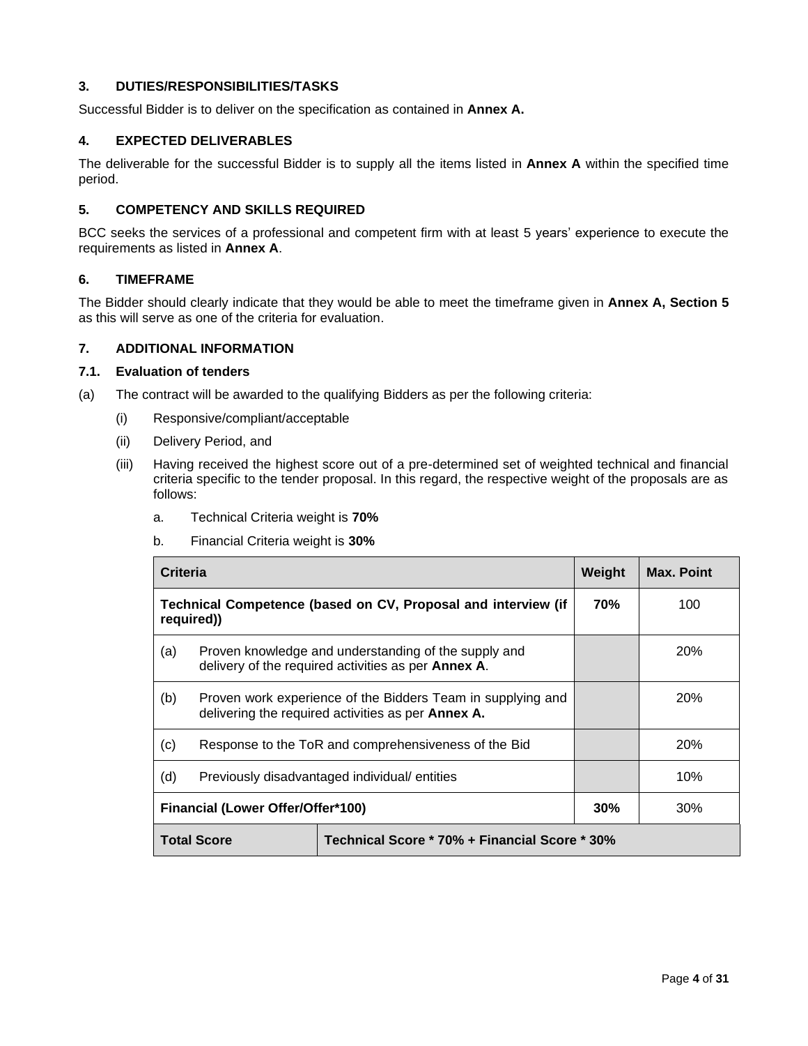### 3. DUTIES/RESPONSIBILITIES/TASKS

Successful Bidder is to deliver on the specification as contained in **Annex A.**

### 4. EXPECTED DELIVERABLES

The deliverable for the successful Bidder is to supply all the items listed in **Annex A** within the specified time period.

### 5. COMPETENCY AND SKILLS REQUIRED

BCC seeks the services of a professional and competent firm with at least 5 years' experience to execute the requirements as listed in **Annex A**.

### 6. TIMEFRAME

The Bidder should clearly indicate that they would be able to meet the timeframe given in **Annex A, Section 5** as this will serve as one of the criteria for evaluation.

### 7. ADDITIONAL INFORMATION

#### 7.1. Evaluation of tenders

(a) The contract will be awarded to the qualifying Bidders as per the following criteria:

- (i) Responsive/compliant/acceptable
- (ii) Delivery Period, and
- (iii) Having received the highest score out of a pre-determined set of weighted technical and financial criteria specific to the tender proposal. In this regard, the respective weight of the proposals are as follows:
  - a. Technical Criteria weight is **70%**
  - b. Financial Criteria weight is **30%**

| **Criteria** | **Weight** | **Max. Point** |
|---|---|---|
| **Technical Competence (based on CV, Proposal and interview (if required))** | **70%** | 100 |
| (a) Proven knowledge and understanding of the supply and delivery of the required activities as per **Annex A**. | | 20% |
| (b) Proven work experience of the Bidders Team in supplying and delivering the required activities as per **Annex A.** | | 20% |
| (c) Response to the ToR and comprehensiveness of the Bid | | 20% |
| (d) Previously disadvantaged individual/ entities | | 10% |
| **Financial (Lower Offer/Offer*100)** | **30%** | 30% |
| **Total Score** | **Technical Score * 70% + Financial Score * 30%** | |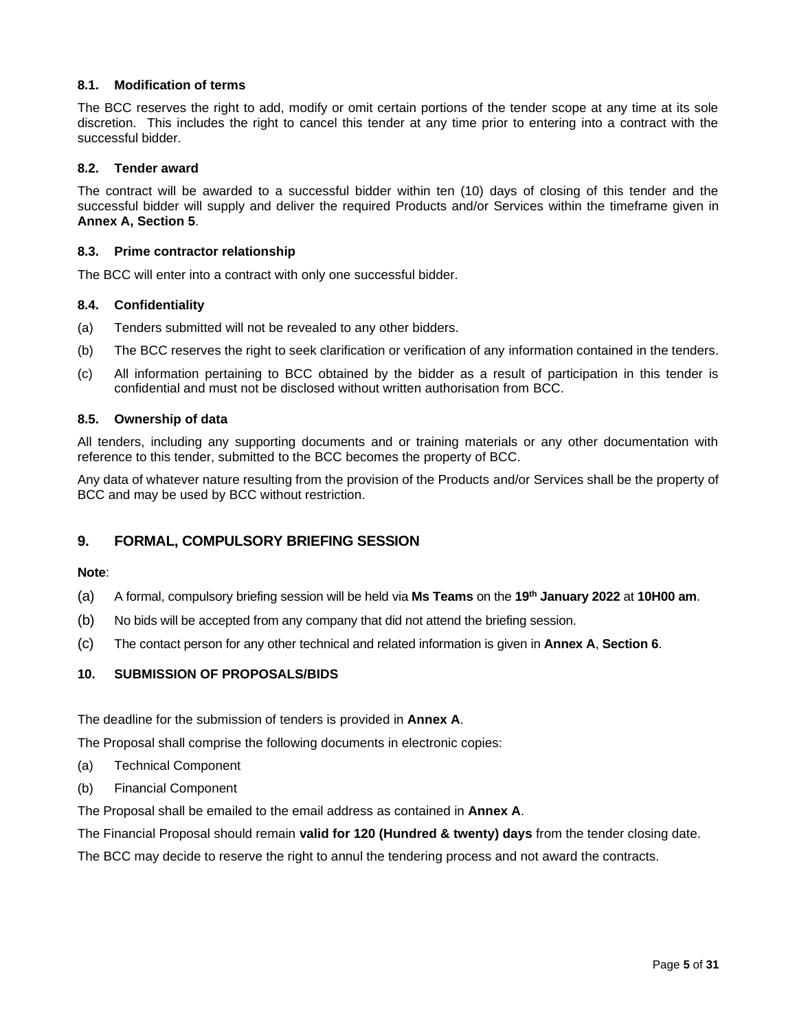### 8.1. Modification of terms

The BCC reserves the right to add, modify or omit certain portions of the tender scope at any time at its sole discretion. This includes the right to cancel this tender at any time prior to entering into a contract with the successful bidder.

### 8.2. Tender award

The contract will be awarded to a successful bidder within ten (10) days of closing of this tender and the successful bidder will supply and deliver the required Products and/or Services within the timeframe given in **Annex A, Section 5**.

### 8.3. Prime contractor relationship

The BCC will enter into a contract with only one successful bidder.

### 8.4. Confidentiality

(a) Tenders submitted will not be revealed to any other bidders.

(b) The BCC reserves the right to seek clarification or verification of any information contained in the tenders.

(c) All information pertaining to BCC obtained by the bidder as a result of participation in this tender is confidential and must not be disclosed without written authorisation from BCC.

### 8.5. Ownership of data

All tenders, including any supporting documents and or training materials or any other documentation with reference to this tender, submitted to the BCC becomes the property of BCC.

Any data of whatever nature resulting from the provision of the Products and/or Services shall be the property of BCC and may be used by BCC without restriction.

## 9. FORMAL, COMPULSORY BRIEFING SESSION

**Note**:

(a) A formal, compulsory briefing session will be held via **Ms Teams** on the **19th January 2022** at **10H00 am**.

(b) No bids will be accepted from any company that did not attend the briefing session.

(c) The contact person for any other technical and related information is given in **Annex A**, **Section 6**.

### 10. SUBMISSION OF PROPOSALS/BIDS

The deadline for the submission of tenders is provided in **Annex A**.

The Proposal shall comprise the following documents in electronic copies:

(a) Technical Component

(b) Financial Component

The Proposal shall be emailed to the email address as contained in **Annex A**.

The Financial Proposal should remain **valid for 120 (Hundred & twenty) days** from the tender closing date.

The BCC may decide to reserve the right to annul the tendering process and not award the contracts.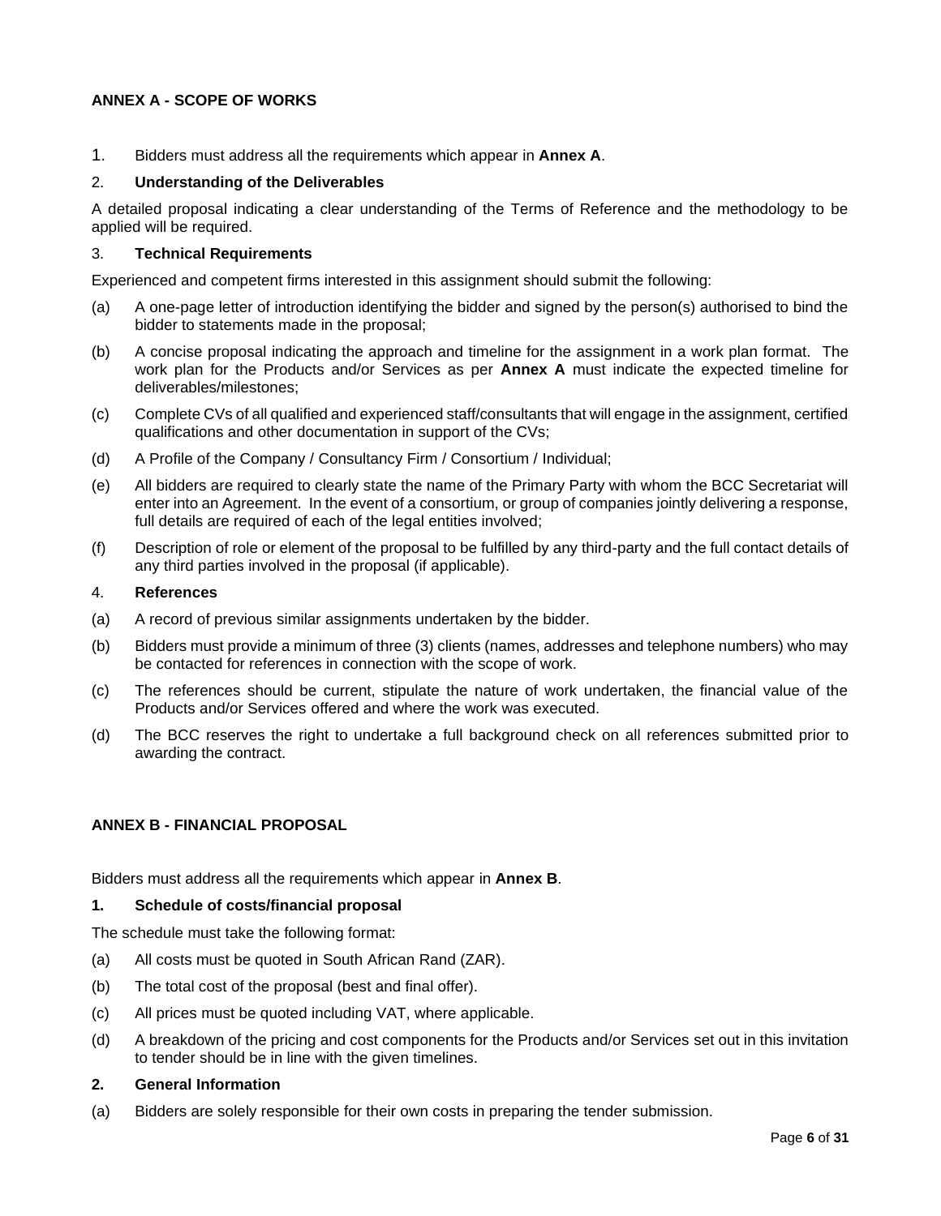## ANNEX A - SCOPE OF WORKS

1. Bidders must address all the requirements which appear in **Annex A**.

2. **Understanding of the Deliverables**

A detailed proposal indicating a clear understanding of the Terms of Reference and the methodology to be applied will be required.

3. **Technical Requirements**

Experienced and competent firms interested in this assignment should submit the following:

(a) A one-page letter of introduction identifying the bidder and signed by the person(s) authorised to bind the bidder to statements made in the proposal;

(b) A concise proposal indicating the approach and timeline for the assignment in a work plan format. The work plan for the Products and/or Services as per **Annex A** must indicate the expected timeline for deliverables/milestones;

(c) Complete CVs of all qualified and experienced staff/consultants that will engage in the assignment, certified qualifications and other documentation in support of the CVs;

(d) A Profile of the Company / Consultancy Firm / Consortium / Individual;

(e) All bidders are required to clearly state the name of the Primary Party with whom the BCC Secretariat will enter into an Agreement. In the event of a consortium, or group of companies jointly delivering a response, full details are required of each of the legal entities involved;

(f) Description of role or element of the proposal to be fulfilled by any third-party and the full contact details of any third parties involved in the proposal (if applicable).

4. **References**

(a) A record of previous similar assignments undertaken by the bidder.

(b) Bidders must provide a minimum of three (3) clients (names, addresses and telephone numbers) who may be contacted for references in connection with the scope of work.

(c) The references should be current, stipulate the nature of work undertaken, the financial value of the Products and/or Services offered and where the work was executed.

(d) The BCC reserves the right to undertake a full background check on all references submitted prior to awarding the contract.

## ANNEX B - FINANCIAL PROPOSAL

Bidders must address all the requirements which appear in **Annex B**.

**1. Schedule of costs/financial proposal**

The schedule must take the following format:

(a) All costs must be quoted in South African Rand (ZAR).

(b) The total cost of the proposal (best and final offer).

(c) All prices must be quoted including VAT, where applicable.

(d) A breakdown of the pricing and cost components for the Products and/or Services set out in this invitation to tender should be in line with the given timelines.

**2. General Information**

(a) Bidders are solely responsible for their own costs in preparing the tender submission.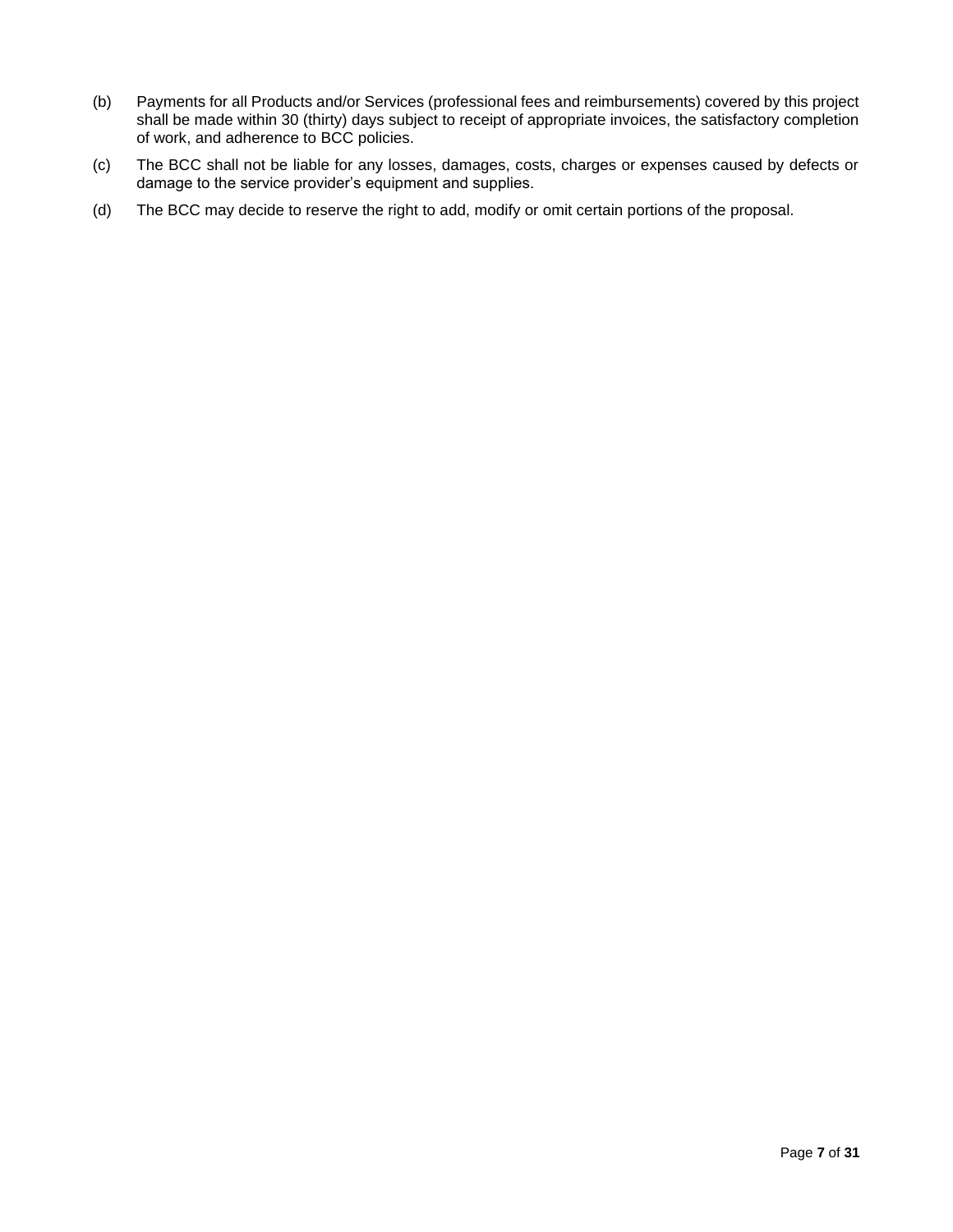(b) Payments for all Products and/or Services (professional fees and reimbursements) covered by this project shall be made within 30 (thirty) days subject to receipt of appropriate invoices, the satisfactory completion of work, and adherence to BCC policies.

(c) The BCC shall not be liable for any losses, damages, costs, charges or expenses caused by defects or damage to the service provider's equipment and supplies.

(d) The BCC may decide to reserve the right to add, modify or omit certain portions of the proposal.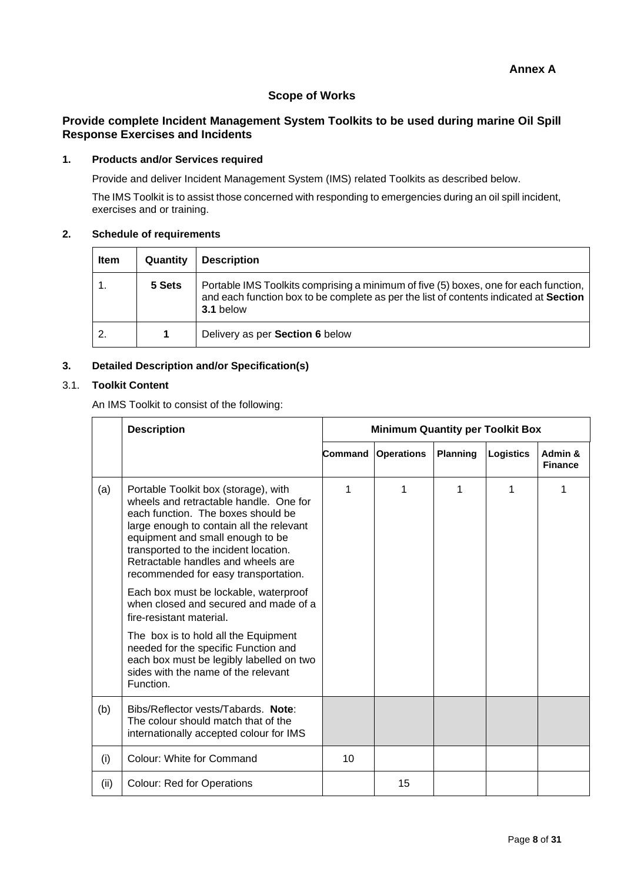**Annex A**

## Scope of Works

### Provide complete Incident Management System Toolkits to be used during marine Oil Spill Response Exercises and Incidents

**1. Products and/or Services required**

Provide and deliver Incident Management System (IMS) related Toolkits as described below.

The IMS Toolkit is to assist those concerned with responding to emergencies during an oil spill incident, exercises and or training.

**2. Schedule of requirements**

| Item | Quantity | Description |
|---|---|---|
| 1. | **5 Sets** | Portable IMS Toolkits comprising a minimum of five (5) boxes, one for each function, and each function box to be complete as per the list of contents indicated at **Section 3.1** below |
| 2. | **1** | Delivery as per **Section 6** below |

**3. Detailed Description and/or Specification(s)**

3.1. **Toolkit Content**

An IMS Toolkit to consist of the following:

| | Description | Minimum Quantity per Toolkit Box | | | | |
|---|---|---|---|---|---|---|
| | | Command | Operations | Planning | Logistics | Admin & Finance |
| (a) | Portable Toolkit box (storage), with wheels and retractable handle. One for each function. The boxes should be large enough to contain all the relevant equipment and small enough to be transported to the incident location. Retractable handles and wheels are recommended for easy transportation.<br><br>Each box must be lockable, waterproof when closed and secured and made of a fire-resistant material.<br><br>The box is to hold all the Equipment needed for the specific Function and each box must be legibly labelled on two sides with the name of the relevant Function. | 1 | 1 | 1 | 1 | 1 |
| (b) | Bibs/Reflector vests/Tabards. **Note**: The colour should match that of the internationally accepted colour for IMS | | | | | |
| (i) | Colour: White for Command | 10 | | | | |
| (ii) | Colour: Red for Operations | | 15 | | | |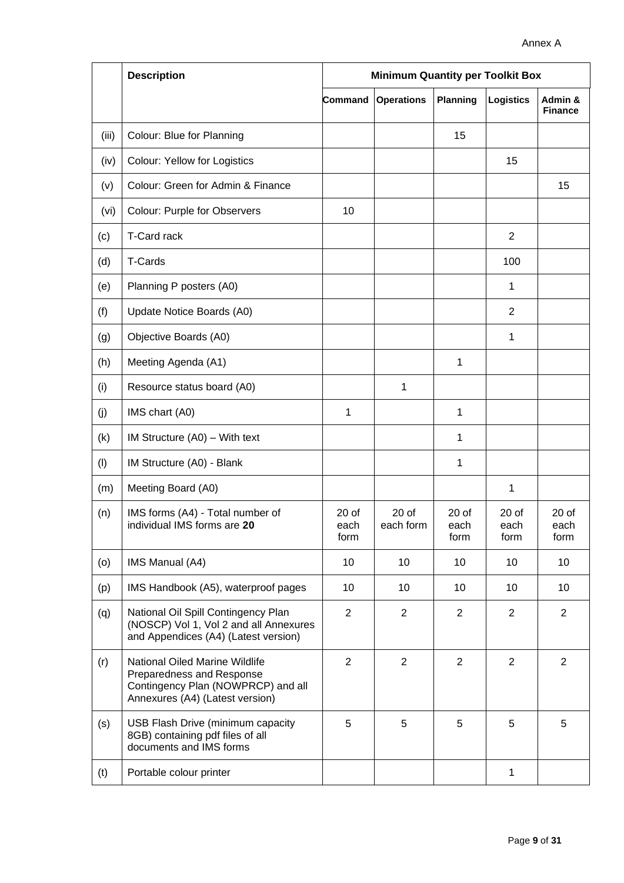Annex A

| | Description | Minimum Quantity per Toolkit Box | | | | |
|---|---|---|---|---|---|---|
| | | Command | Operations | Planning | Logistics | Admin & Finance |
| (iii) | Colour: Blue for Planning | | | 15 | | |
| (iv) | Colour: Yellow for Logistics | | | | 15 | |
| (v) | Colour: Green for Admin & Finance | | | | | 15 |
| (vi) | Colour: Purple for Observers | 10 | | | | |
| (c) | T-Card rack | | | | 2 | |
| (d) | T-Cards | | | | 100 | |
| (e) | Planning P posters (A0) | | | | 1 | |
| (f) | Update Notice Boards (A0) | | | | 2 | |
| (g) | Objective Boards (A0) | | | | 1 | |
| (h) | Meeting Agenda (A1) | | | 1 | | |
| (i) | Resource status board (A0) | | 1 | | | |
| (j) | IMS chart (A0) | 1 | | 1 | | |
| (k) | IM Structure (A0) – With text | | | 1 | | |
| (l) | IM Structure (A0) - Blank | | | 1 | | |
| (m) | Meeting Board (A0) | | | | 1 | |
| (n) | IMS forms (A4) - Total number of individual IMS forms are **20** | 20 of each form | 20 of each form | 20 of each form | 20 of each form | 20 of each form |
| (o) | IMS Manual (A4) | 10 | 10 | 10 | 10 | 10 |
| (p) | IMS Handbook (A5), waterproof pages | 10 | 10 | 10 | 10 | 10 |
| (q) | National Oil Spill Contingency Plan (NOSCP) Vol 1, Vol 2 and all Annexures and Appendices (A4) (Latest version) | 2 | 2 | 2 | 2 | 2 |
| (r) | National Oiled Marine Wildlife Preparedness and Response Contingency Plan (NOWPRCP) and all Annexures (A4) (Latest version) | 2 | 2 | 2 | 2 | 2 |
| (s) | USB Flash Drive (minimum capacity 8GB) containing pdf files of all documents and IMS forms | 5 | 5 | 5 | 5 | 5 |
| (t) | Portable colour printer | | | | 1 | |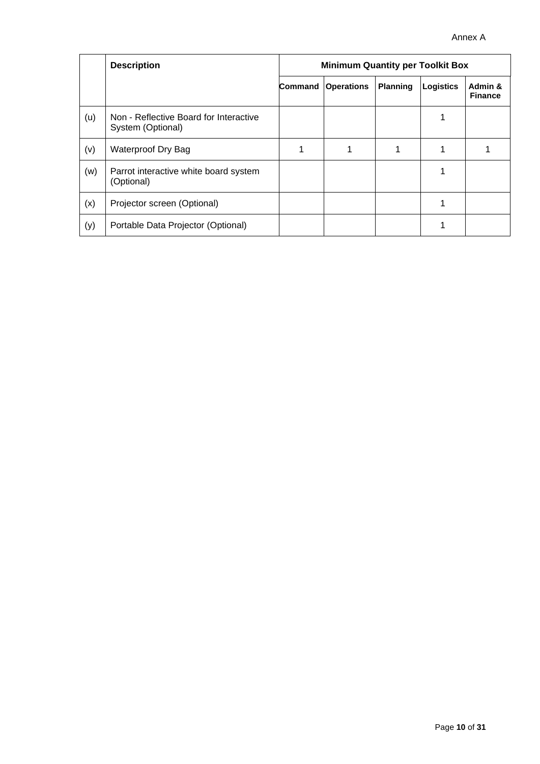Annex A

| | Description | Minimum Quantity per Toolkit Box | | | | |
|---|---|---|---|---|---|---|
| | | Command | Operations | Planning | Logistics | Admin & Finance |
| (u) | Non - Reflective Board for Interactive System (Optional) | | | | 1 | |
| (v) | Waterproof Dry Bag | 1 | 1 | 1 | 1 | 1 |
| (w) | Parrot interactive white board system (Optional) | | | | 1 | |
| (x) | Projector screen (Optional) | | | | 1 | |
| (y) | Portable Data Projector (Optional) | | | | 1 | |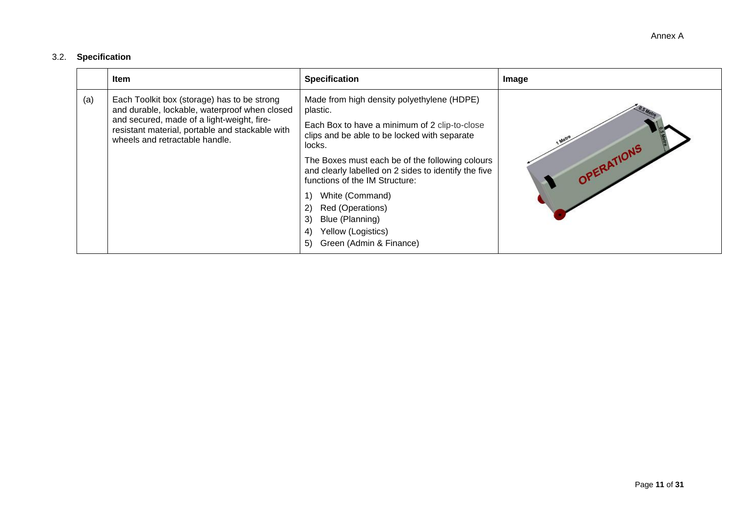### 3.2. Specification

| | Item | Specification | Image |
|---|---|---|---|
| (a) | Each Toolkit box (storage) has to be strong and durable, lockable, waterproof when closed and secured, made of a light-weight, fire-resistant material, portable and stackable with wheels and retractable handle. | Made from high density polyethylene (HDPE) plastic.<br><br>Each Box to have a minimum of 2 clip-to-close clips and be able to be locked with separate locks.<br><br>The Boxes must each be of the following colours and clearly labelled on 2 sides to identify the five functions of the IM Structure:<br><br>1) White (Command)<br>2) Red (Operations)<br>3) Blue (Planning)<br>4) Yellow (Logistics)<br>5) Green (Admin & Finance) | |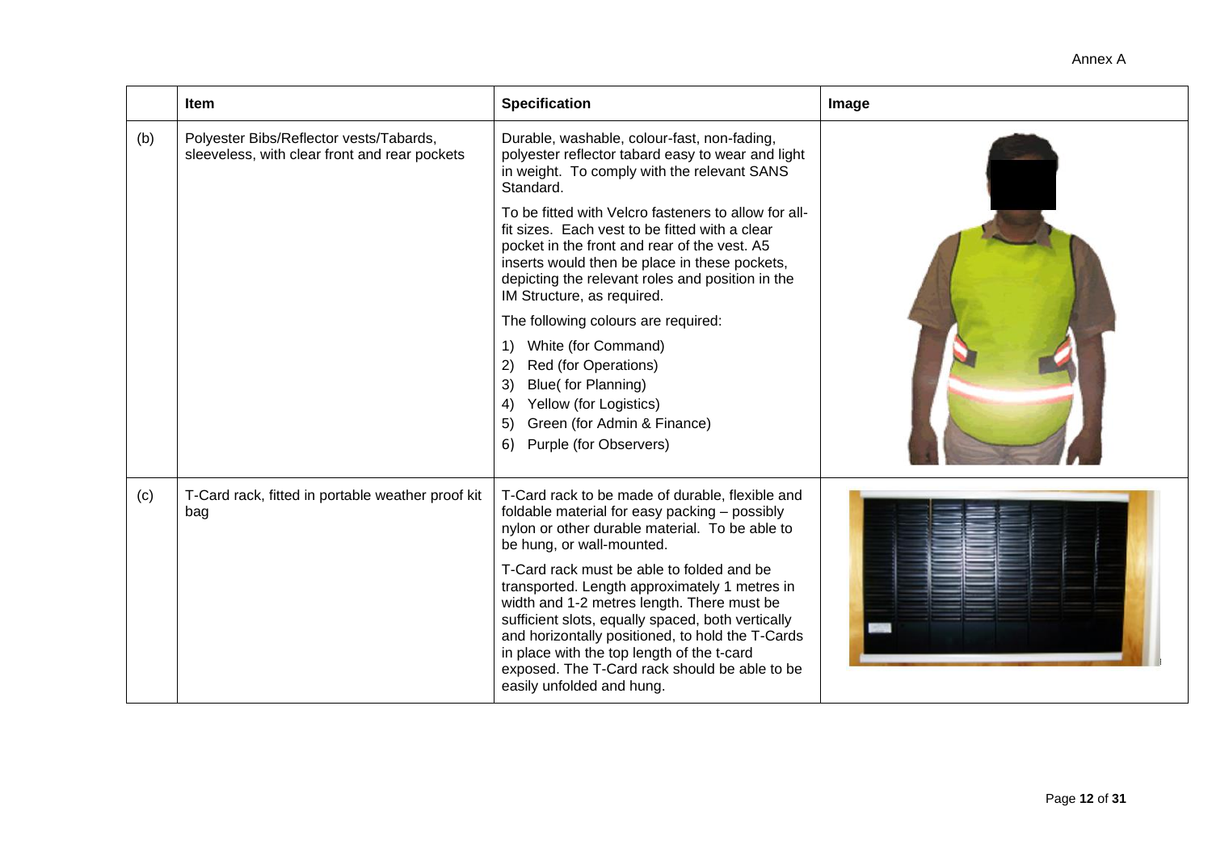Annex A

| | Item | Specification | Image |
|---|---|---|---|
| (b) | Polyester Bibs/Reflector vests/Tabards, sleeveless, with clear front and rear pockets | Durable, washable, colour-fast, non-fading, polyester reflector tabard easy to wear and light in weight. To comply with the relevant SANS Standard.<br><br>To be fitted with Velcro fasteners to allow for all-fit sizes. Each vest to be fitted with a clear pocket in the front and rear of the vest. A5 inserts would then be place in these pockets, depicting the relevant roles and position in the IM Structure, as required.<br><br>The following colours are required:<br><br>1) White (for Command)<br>2) Red (for Operations)<br>3) Blue( for Planning)<br>4) Yellow (for Logistics)<br>5) Green (for Admin & Finance)<br>6) Purple (for Observers) | |
| (c) | T-Card rack, fitted in portable weather proof kit bag | T-Card rack to be made of durable, flexible and foldable material for easy packing – possibly nylon or other durable material. To be able to be hung, or wall-mounted.<br><br>T-Card rack must be able to folded and be transported. Length approximately 1 metres in width and 1-2 metres length. There must be sufficient slots, equally spaced, both vertically and horizontally positioned, to hold the T-Cards in place with the top length of the t-card exposed. The T-Card rack should be able to be easily unfolded and hung. | |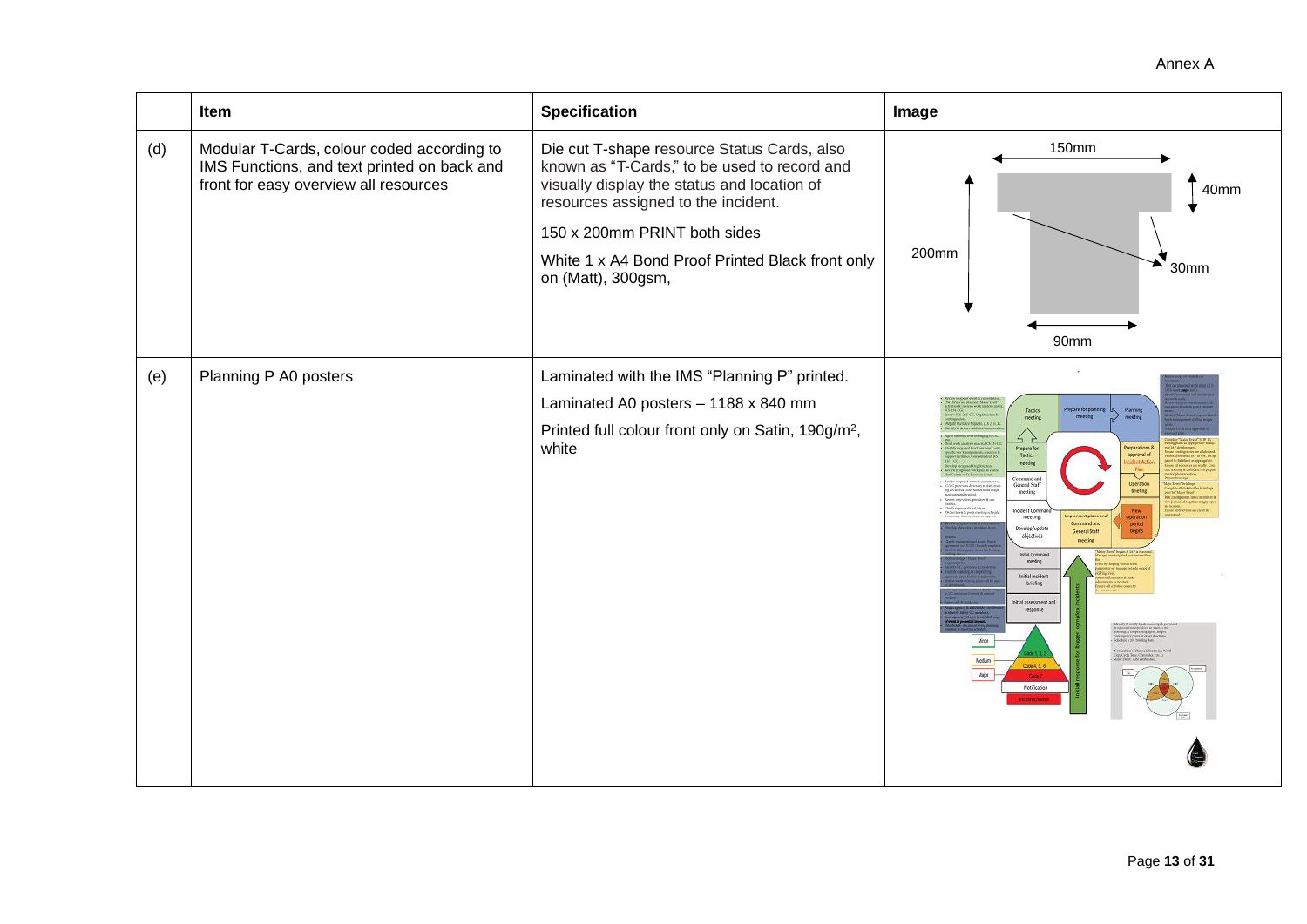Annex A

| | Item | Specification | Image |
|---|---|---|---|
| (d) | Modular T-Cards, colour coded according to IMS Functions, and text printed on back and front for easy overview all resources | Die cut T-shape resource Status Cards, also known as "T-Cards," to be used to record and visually display the status and location of resources assigned to the incident.<br><br>150 x 200mm PRINT both sides<br><br>White 1 x A4 Bond Proof Printed Black front only on (Matt), 300gsm, | 150mm<br>40mm<br>200mm<br>30mm<br>90mm |
| (e) | Planning P A0 posters | Laminated with the IMS "Planning P" printed.<br><br>Laminated A0 posters – 1188 x 840 mm<br><br>Printed full colour front only on Satin, 190g/m², white | |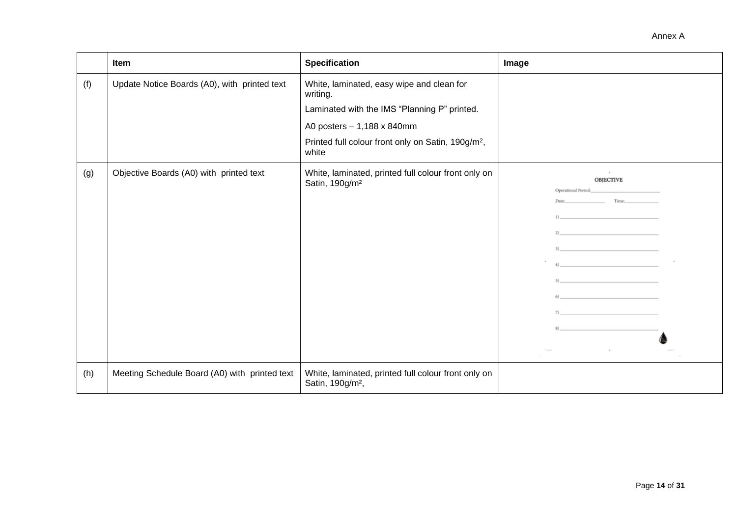Annex A

| | Item | Specification | Image |
|---|---|---|---|
| (f) | Update Notice Boards (A0), with printed text | White, laminated, easy wipe and clean for writing.<br>Laminated with the IMS "Planning P" printed.<br>A0 posters – 1,188 x 840mm<br>Printed full colour front only on Satin, 190g/m², white | |
| (g) | Objective Boards (A0) with printed text | White, laminated, printed full colour front only on Satin, 190g/m² | OBJECTIVE<br>Operational Period:\_\_\_\_\_\_\_\_<br>Date:\_\_\_\_\_\_\_\_ Time:\_\_\_\_\_\_\_\_<br>1) \_\_\_\_\_\_\_\_<br>2) \_\_\_\_\_\_\_\_<br>3) \_\_\_\_\_\_\_\_<br>4) \_\_\_\_\_\_\_\_<br>5) \_\_\_\_\_\_\_\_<br>6) \_\_\_\_\_\_\_\_<br>7) \_\_\_\_\_\_\_\_<br>8) \_\_\_\_\_\_\_\_ |
| (h) | Meeting Schedule Board (A0) with printed text | White, laminated, printed full colour front only on Satin, 190g/m², | |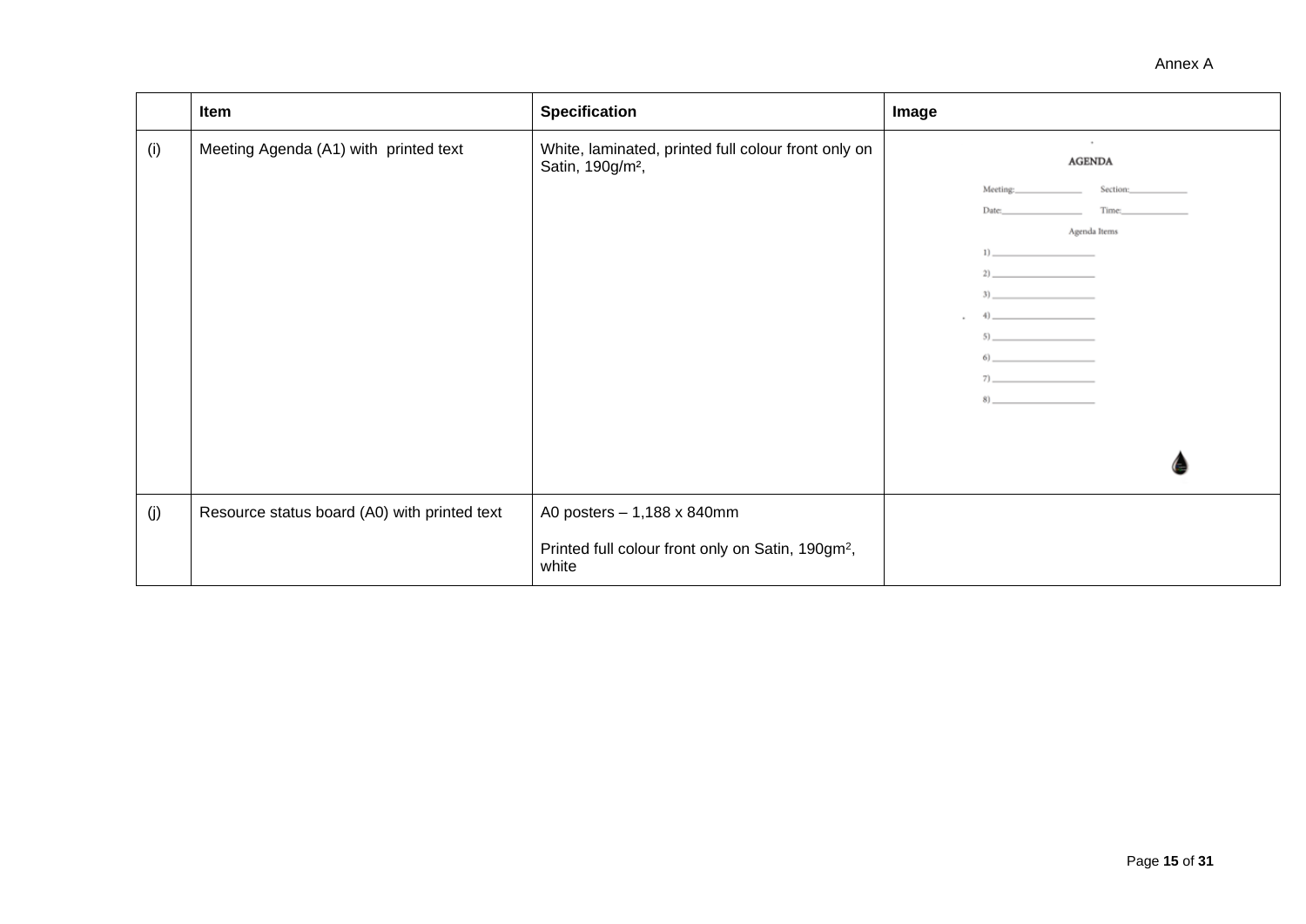Annex A

| | Item | Specification | Image |
|---|---|---|---|
| (i) | Meeting Agenda (A1) with printed text | White, laminated, printed full colour front only on Satin, 190g/m², | AGENDA<br>Meeting:_______________ Section:_____________<br>Date:_________________ Time:______________<br>Agenda Items<br>1) ______________________<br>2) ______________________<br>3) ______________________<br>4) ______________________<br>5) ______________________<br>6) ______________________<br>7) ______________________<br>8) ______________________ |
| (j) | Resource status board (A0) with printed text | A0 posters – 1,188 x 840mm<br><br>Printed full colour front only on Satin, 190gm$^2$, white | |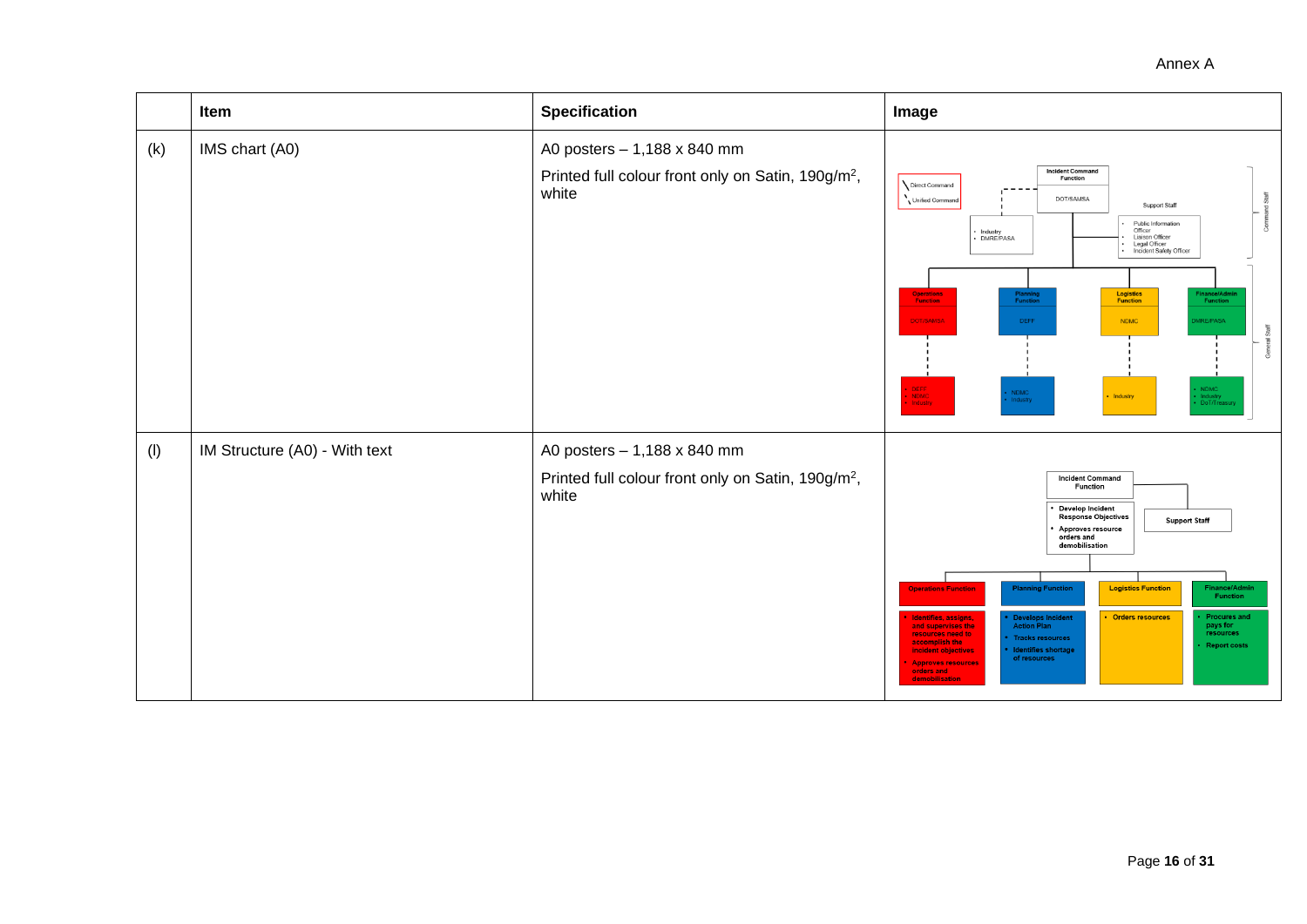Annex A

|  | Item | Specification | Image |
|---|---|---|---|
| (k) | IMS chart (A0) | A0 posters – 1,188 x 840 mm<br><br>Printed full colour front only on Satin, 190g/m$^2$, white |  |
| (l) | IM Structure (A0) - With text | A0 posters – 1,188 x 840 mm<br><br>Printed full colour front only on Satin, 190g/m$^2$, white |  |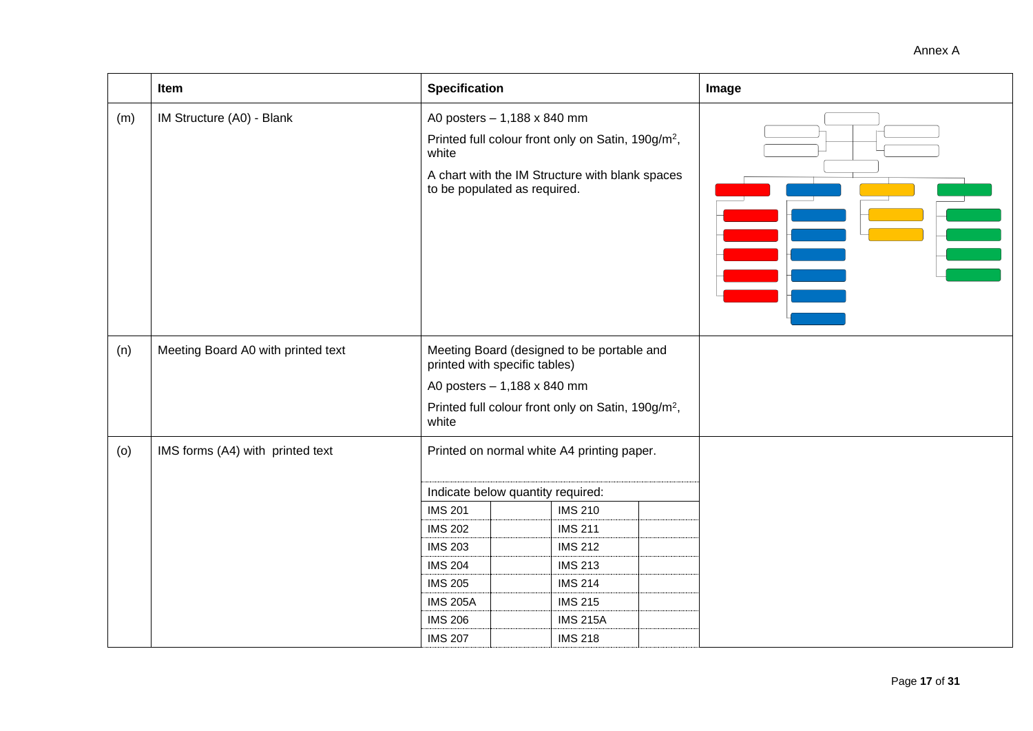Annex A

| | Item | Specification | Image |
|---|---|---|---|
| (m) | IM Structure (A0) - Blank | A0 posters – 1,188 x 840 mm<br><br>Printed full colour front only on Satin, 190g/m$^2$, white<br><br>A chart with the IM Structure with blank spaces to be populated as required. | |
| (n) | Meeting Board A0 with printed text | Meeting Board (designed to be portable and printed with specific tables)<br><br>A0 posters – 1,188 x 840 mm<br><br>Printed full colour front only on Satin, 190g/m$^2$, white | |
| (o) | IMS forms (A4) with printed text | Printed on normal white A4 printing paper.<br><br>Indicate below quantity required: | |

| IMS form | Quantity | IMS form | Quantity |
|---|---|---|---|
| IMS 201 | | IMS 210 | |
| IMS 202 | | IMS 211 | |
| IMS 203 | | IMS 212 | |
| IMS 204 | | IMS 213 | |
| IMS 205 | | IMS 214 | |
| IMS 205A | | IMS 215 | |
| IMS 206 | | IMS 215A | |
| IMS 207 | | IMS 218 | |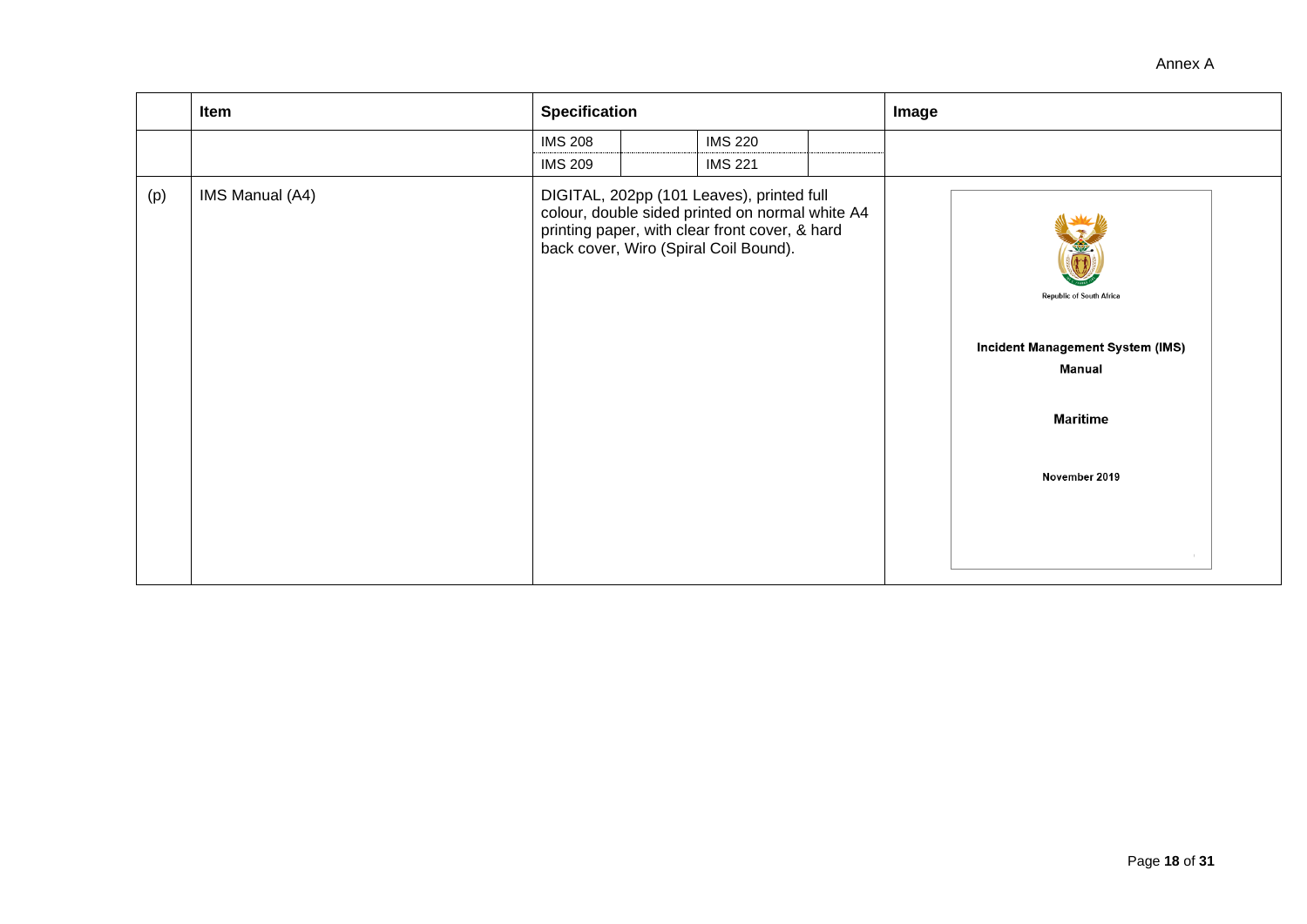Annex A

| | Item | Specification | | | | Image |
|---|---|---|---|---|---|---|
| | | IMS 208 | | IMS 220 | | |
| | | IMS 209 | | IMS 221 | | |
| (p) | IMS Manual (A4) | DIGITAL, 202pp (101 Leaves), printed full colour, double sided printed on normal white A4 printing paper, with clear front cover, & hard back cover, Wiro (Spiral Coil Bound). | | | | Republic of South Africa<br><br>**Incident Management System (IMS) Manual**<br><br>**Maritime**<br><br>**November 2019** |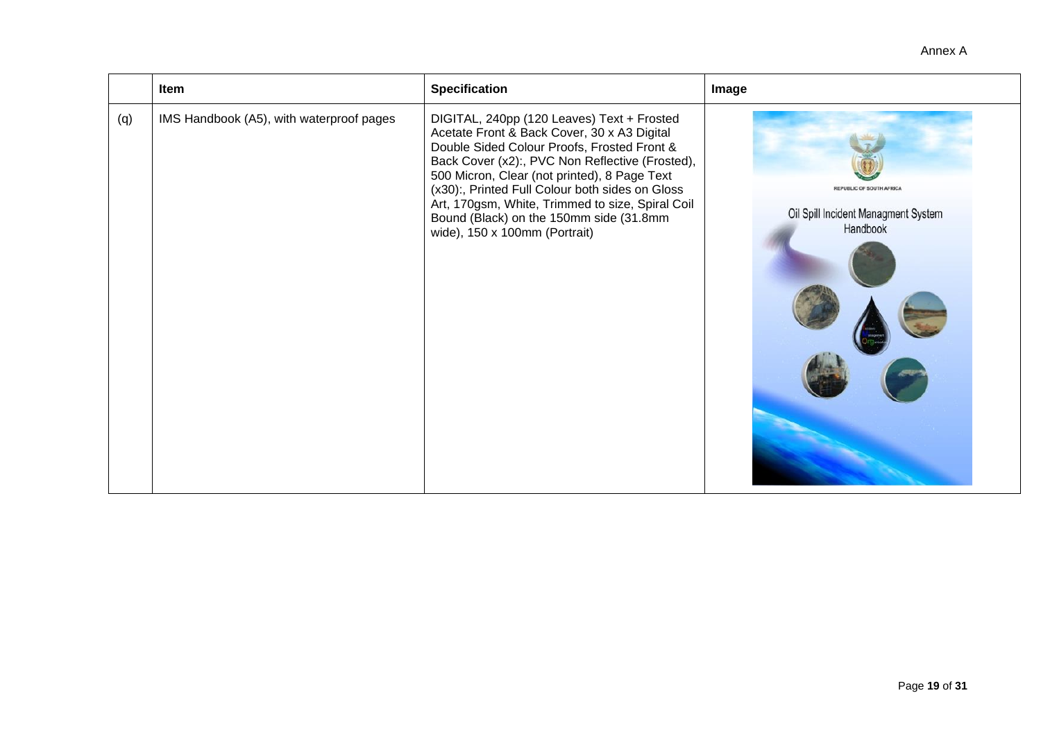Annex A

| | Item | Specification | Image |
|---|---|---|---|
| (q) | IMS Handbook (A5), with waterproof pages | DIGITAL, 240pp (120 Leaves) Text + Frosted Acetate Front & Back Cover, 30 x A3 Digital Double Sided Colour Proofs, Frosted Front & Back Cover (x2):, PVC Non Reflective (Frosted), 500 Micron, Clear (not printed), 8 Page Text (x30):, Printed Full Colour both sides on Gloss Art, 170gsm, White, Trimmed to size, Spiral Coil Bound (Black) on the 150mm side (31.8mm wide), 150 x 100mm (Portrait) | |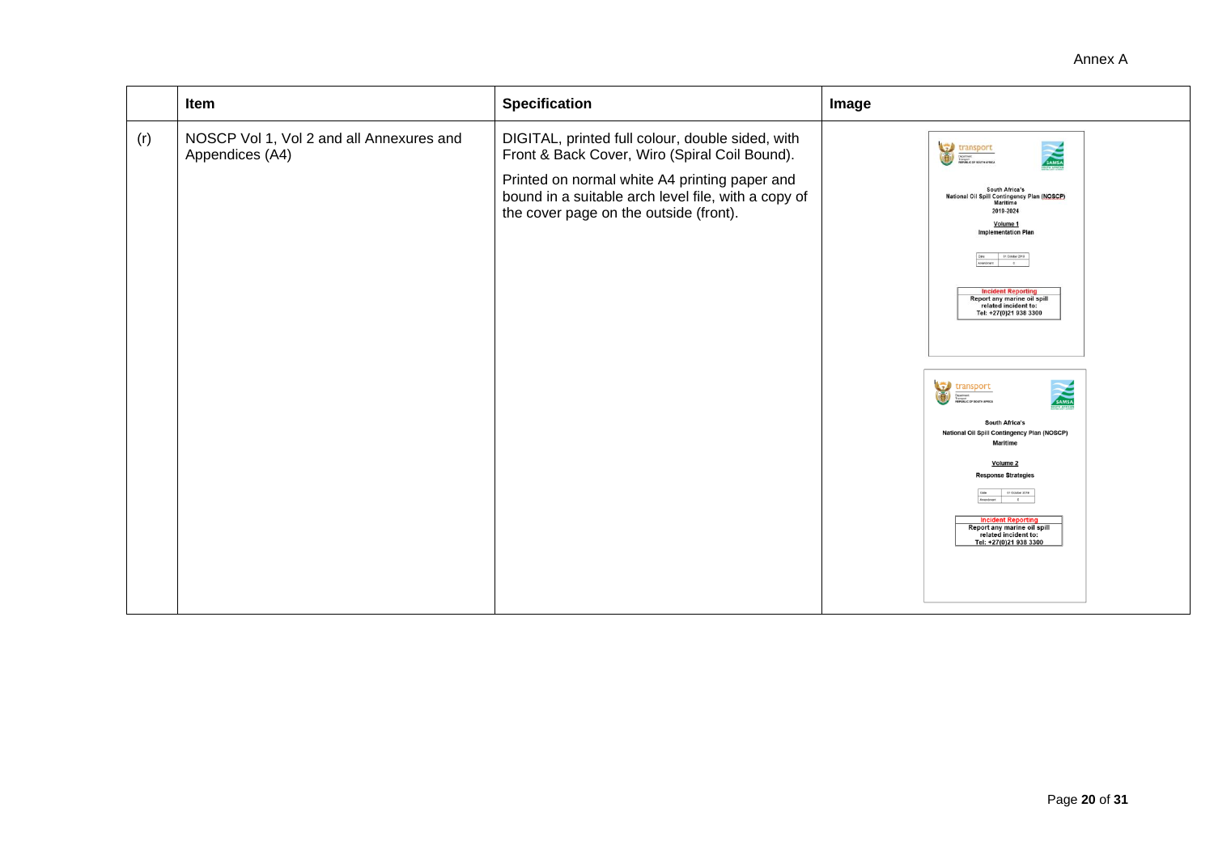Annex A

| | Item | Specification | Image |
|---|---|---|---|
| (r) | NOSCP Vol 1, Vol 2 and all Annexures and Appendices (A4) | DIGITAL, printed full colour, double sided, with Front & Back Cover, Wiro (Spiral Coil Bound).<br><br>Printed on normal white A4 printing paper and bound in a suitable arch level file, with a copy of the cover page on the outside (front). | |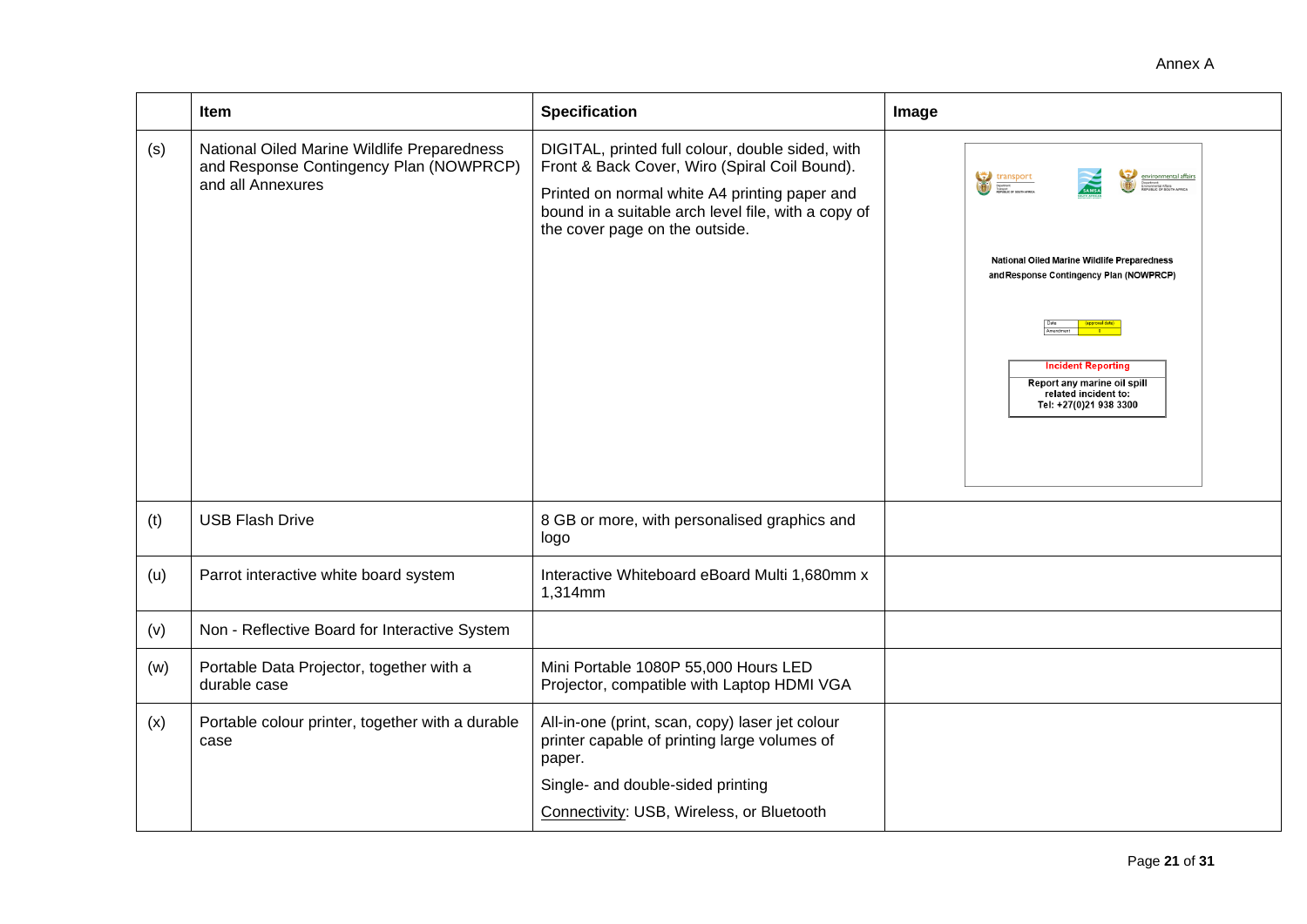| | Item | Specification | Image |
|---|---|---|---|
| (s) | National Oiled Marine Wildlife Preparedness and Response Contingency Plan (NOWPRCP) and all Annexures | DIGITAL, printed full colour, double sided, with Front & Back Cover, Wiro (Spiral Coil Bound).<br><br>Printed on normal white A4 printing paper and bound in a suitable arch level file, with a copy of the cover page on the outside. | |
| (t) | USB Flash Drive | 8 GB or more, with personalised graphics and logo | |
| (u) | Parrot interactive white board system | Interactive Whiteboard eBoard Multi 1,680mm x 1,314mm | |
| (v) | Non - Reflective Board for Interactive System | | |
| (w) | Portable Data Projector, together with a durable case | Mini Portable 1080P 55,000 Hours LED Projector, compatible with Laptop HDMI VGA | |
| (x) | Portable colour printer, together with a durable case | All-in-one (print, scan, copy) laser jet colour printer capable of printing large volumes of paper.<br><br>Single- and double-sided printing<br><br>Connectivity: USB, Wireless, or Bluetooth | |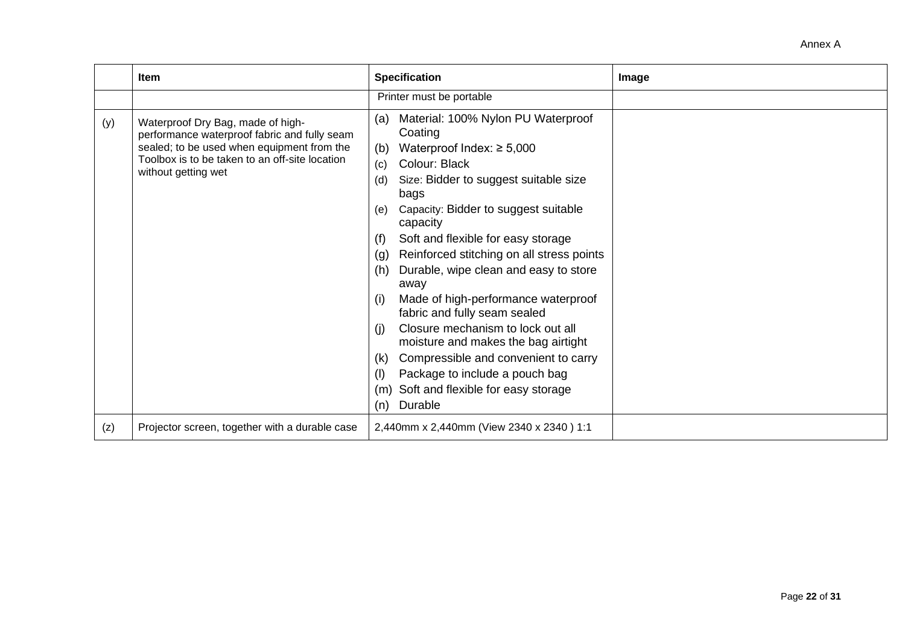Annex A

| | Item | Specification | Image |
|---|---|---|---|
| | | Printer must be portable | |
| (y) | Waterproof Dry Bag, made of high-performance waterproof fabric and fully seam sealed; to be used when equipment from the Toolbox is to be taken to an off-site location without getting wet | (a) Material: 100% Nylon PU Waterproof Coating<br>(b) Waterproof Index: ≥ 5,000<br>(c) Colour: Black<br>(d) Size: Bidder to suggest suitable size bags<br>(e) Capacity: Bidder to suggest suitable capacity<br>(f) Soft and flexible for easy storage<br>(g) Reinforced stitching on all stress points<br>(h) Durable, wipe clean and easy to store away<br>(i) Made of high-performance waterproof fabric and fully seam sealed<br>(j) Closure mechanism to lock out all moisture and makes the bag airtight<br>(k) Compressible and convenient to carry<br>(l) Package to include a pouch bag<br>(m) Soft and flexible for easy storage<br>(n) Durable | |
| (z) | Projector screen, together with a durable case | 2,440mm x 2,440mm (View 2340 x 2340 ) 1:1 | |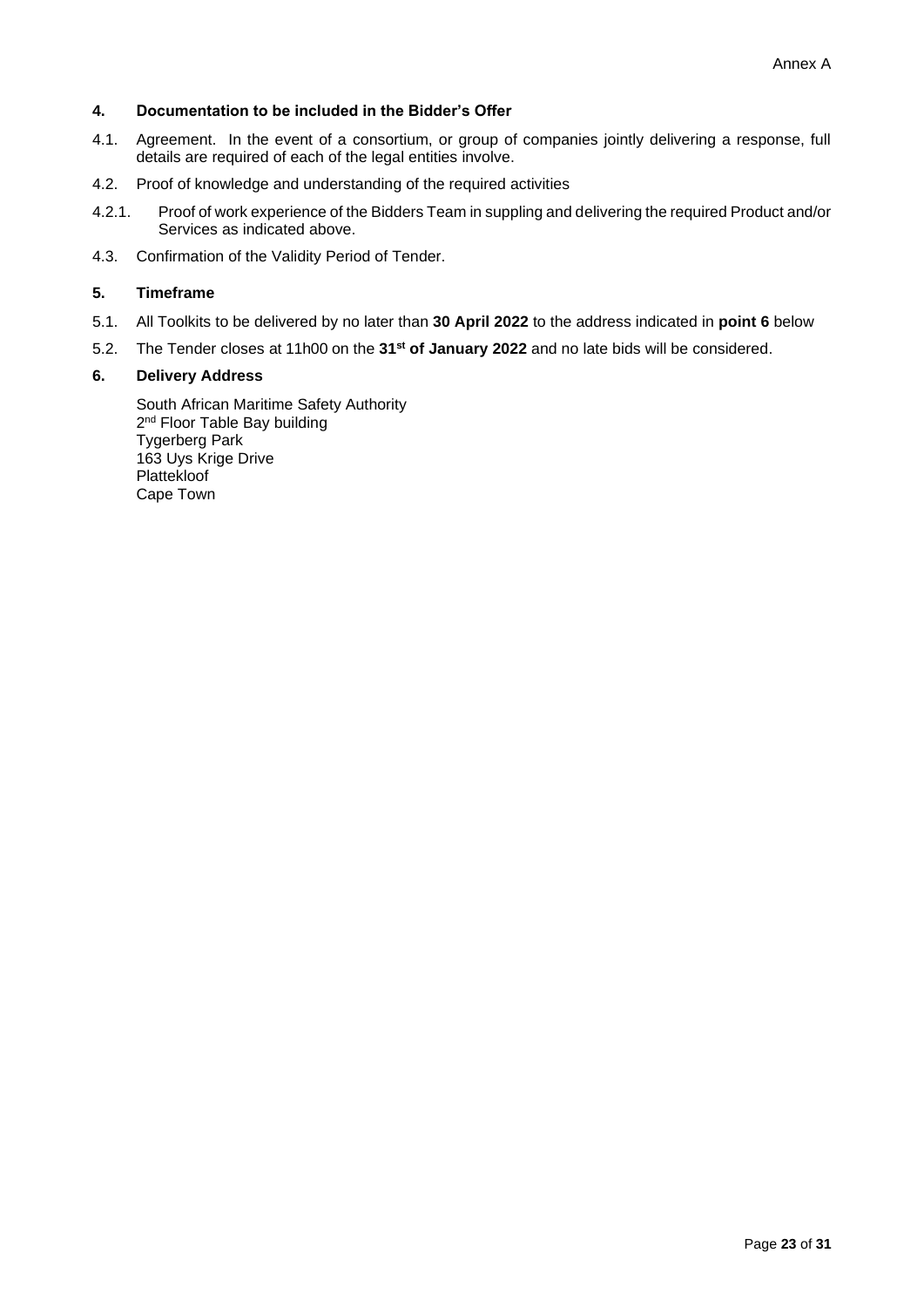Annex A

**4. Documentation to be included in the Bidder's Offer**

4.1. Agreement. In the event of a consortium, or group of companies jointly delivering a response, full details are required of each of the legal entities involve.

4.2. Proof of knowledge and understanding of the required activities

4.2.1. Proof of work experience of the Bidders Team in suppling and delivering the required Product and/or Services as indicated above.

4.3. Confirmation of the Validity Period of Tender.

**5. Timeframe**

5.1. All Toolkits to be delivered by no later than **30 April 2022** to the address indicated in **point 6** below

5.2. The Tender closes at 11h00 on the **31st of January 2022** and no late bids will be considered.

**6. Delivery Address**

South African Maritime Safety Authority
2nd Floor Table Bay building
Tygerberg Park
163 Uys Krige Drive
Plattekloof
Cape Town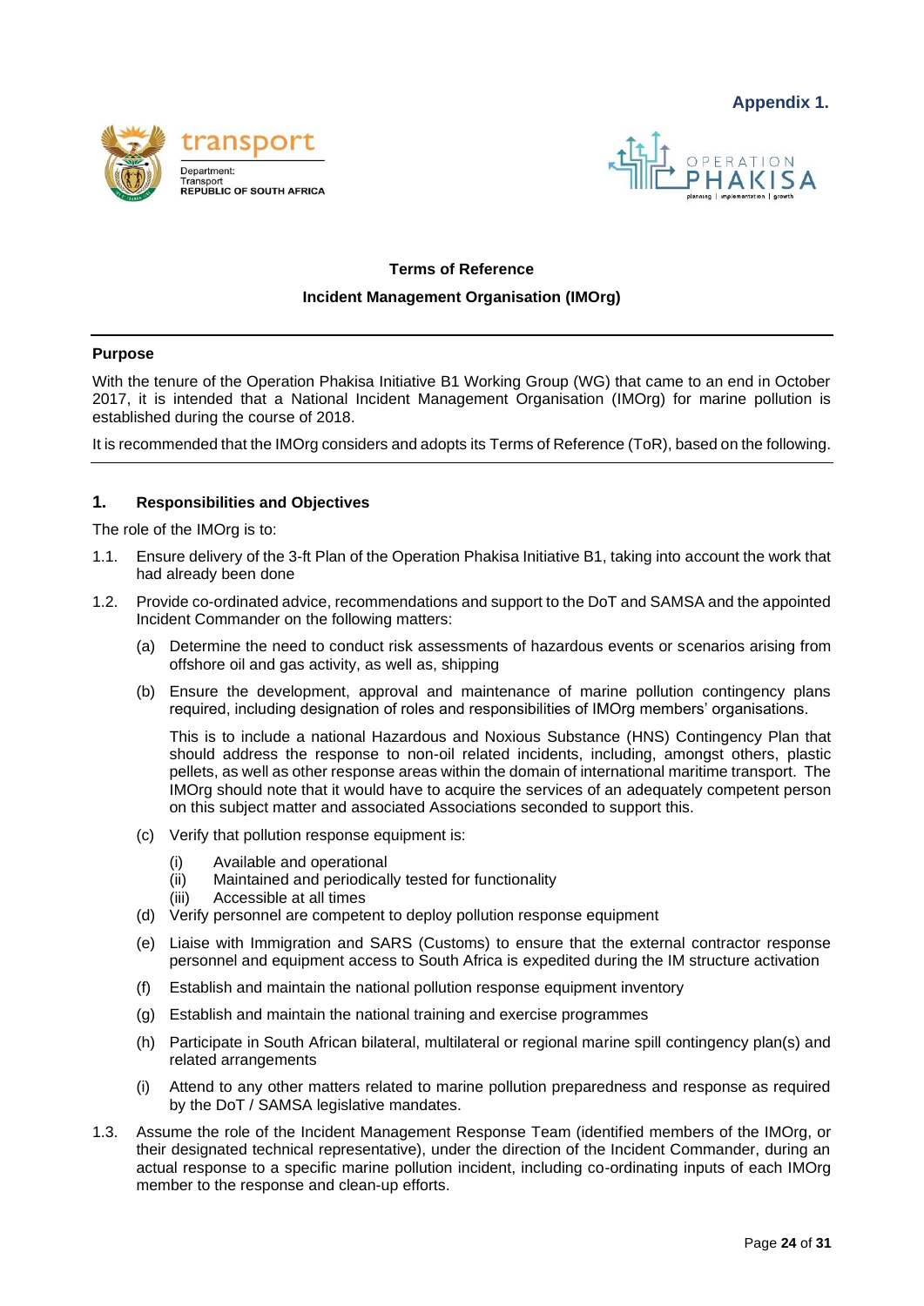**Appendix 1.**

transport

Department:
Transport
REPUBLIC OF SOUTH AFRICA

OPERATION PHAKISA
planning | implementation | growth

**Terms of Reference**

**Incident Management Organisation (IMOrg)**

---

**Purpose**

With the tenure of the Operation Phakisa Initiative B1 Working Group (WG) that came to an end in October 2017, it is intended that a National Incident Management Organisation (IMOrg) for marine pollution is established during the course of 2018.

It is recommended that the IMOrg considers and adopts its Terms of Reference (ToR), based on the following.

---

## 1. Responsibilities and Objectives

The role of the IMOrg is to:

1.1. Ensure delivery of the 3-ft Plan of the Operation Phakisa Initiative B1, taking into account the work that had already been done

1.2. Provide co-ordinated advice, recommendations and support to the DoT and SAMSA and the appointed Incident Commander on the following matters:

(a) Determine the need to conduct risk assessments of hazardous events or scenarios arising from offshore oil and gas activity, as well as, shipping

(b) Ensure the development, approval and maintenance of marine pollution contingency plans required, including designation of roles and responsibilities of IMOrg members' organisations.

This is to include a national Hazardous and Noxious Substance (HNS) Contingency Plan that should address the response to non-oil related incidents, including, amongst others, plastic pellets, as well as other response areas within the domain of international maritime transport. The IMOrg should note that it would have to acquire the services of an adequately competent person on this subject matter and associated Associations seconded to support this.

(c) Verify that pollution response equipment is:

(i) Available and operational
(ii) Maintained and periodically tested for functionality
(iii) Accessible at all times

(d) Verify personnel are competent to deploy pollution response equipment

(e) Liaise with Immigration and SARS (Customs) to ensure that the external contractor response personnel and equipment access to South Africa is expedited during the IM structure activation

(f) Establish and maintain the national pollution response equipment inventory

(g) Establish and maintain the national training and exercise programmes

(h) Participate in South African bilateral, multilateral or regional marine spill contingency plan(s) and related arrangements

(i) Attend to any other matters related to marine pollution preparedness and response as required by the DoT / SAMSA legislative mandates.

1.3. Assume the role of the Incident Management Response Team (identified members of the IMOrg, or their designated technical representative), under the direction of the Incident Commander, during an actual response to a specific marine pollution incident, including co-ordinating inputs of each IMOrg member to the response and clean-up efforts.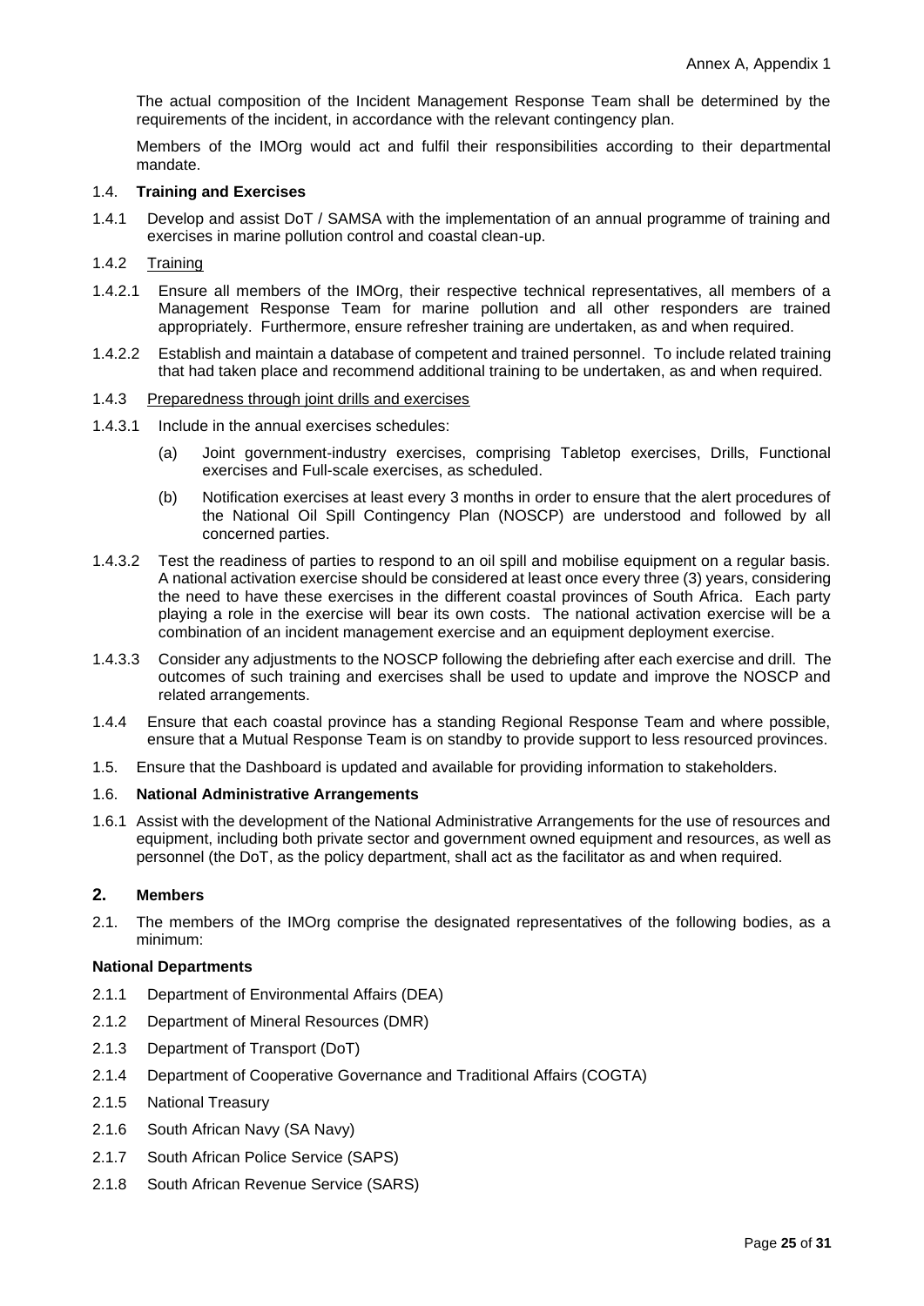The actual composition of the Incident Management Response Team shall be determined by the requirements of the incident, in accordance with the relevant contingency plan.

Members of the IMOrg would act and fulfil their responsibilities according to their departmental mandate.

1.4. **Training and Exercises**

1.4.1 Develop and assist DoT / SAMSA with the implementation of an annual programme of training and exercises in marine pollution control and coastal clean-up.

1.4.2 Training

1.4.2.1 Ensure all members of the IMOrg, their respective technical representatives, all members of a Management Response Team for marine pollution and all other responders are trained appropriately. Furthermore, ensure refresher training are undertaken, as and when required.

1.4.2.2 Establish and maintain a database of competent and trained personnel. To include related training that had taken place and recommend additional training to be undertaken, as and when required.

1.4.3 Preparedness through joint drills and exercises

1.4.3.1 Include in the annual exercises schedules:

(a) Joint government-industry exercises, comprising Tabletop exercises, Drills, Functional exercises and Full-scale exercises, as scheduled.

(b) Notification exercises at least every 3 months in order to ensure that the alert procedures of the National Oil Spill Contingency Plan (NOSCP) are understood and followed by all concerned parties.

1.4.3.2 Test the readiness of parties to respond to an oil spill and mobilise equipment on a regular basis. A national activation exercise should be considered at least once every three (3) years, considering the need to have these exercises in the different coastal provinces of South Africa. Each party playing a role in the exercise will bear its own costs. The national activation exercise will be a combination of an incident management exercise and an equipment deployment exercise.

1.4.3.3 Consider any adjustments to the NOSCP following the debriefing after each exercise and drill. The outcomes of such training and exercises shall be used to update and improve the NOSCP and related arrangements.

1.4.4 Ensure that each coastal province has a standing Regional Response Team and where possible, ensure that a Mutual Response Team is on standby to provide support to less resourced provinces.

1.5. Ensure that the Dashboard is updated and available for providing information to stakeholders.

1.6. **National Administrative Arrangements**

1.6.1 Assist with the development of the National Administrative Arrangements for the use of resources and equipment, including both private sector and government owned equipment and resources, as well as personnel (the DoT, as the policy department, shall act as the facilitator as and when required.

## 2. Members

2.1. The members of the IMOrg comprise the designated representatives of the following bodies, as a minimum:

**National Departments**

2.1.1 Department of Environmental Affairs (DEA)

2.1.2 Department of Mineral Resources (DMR)

2.1.3 Department of Transport (DoT)

2.1.4 Department of Cooperative Governance and Traditional Affairs (COGTA)

2.1.5 National Treasury

2.1.6 South African Navy (SA Navy)

2.1.7 South African Police Service (SAPS)

2.1.8 South African Revenue Service (SARS)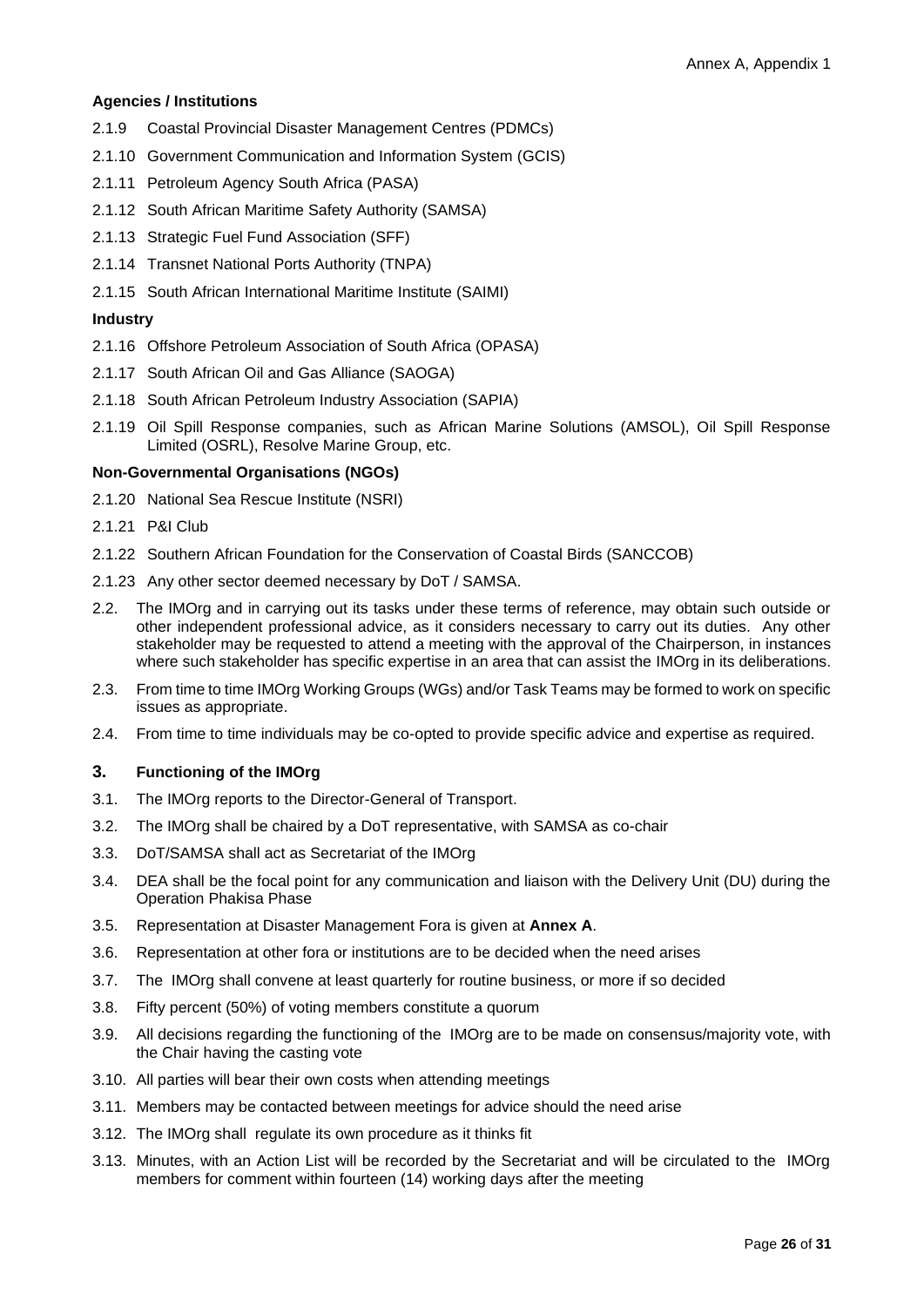**Agencies / Institutions**

2.1.9 Coastal Provincial Disaster Management Centres (PDMCs)

2.1.10 Government Communication and Information System (GCIS)

2.1.11 Petroleum Agency South Africa (PASA)

2.1.12 South African Maritime Safety Authority (SAMSA)

2.1.13 Strategic Fuel Fund Association (SFF)

2.1.14 Transnet National Ports Authority (TNPA)

2.1.15 South African International Maritime Institute (SAIMI)

**Industry**

2.1.16 Offshore Petroleum Association of South Africa (OPASA)

2.1.17 South African Oil and Gas Alliance (SAOGA)

2.1.18 South African Petroleum Industry Association (SAPIA)

2.1.19 Oil Spill Response companies, such as African Marine Solutions (AMSOL), Oil Spill Response Limited (OSRL), Resolve Marine Group, etc.

**Non-Governmental Organisations (NGOs)**

2.1.20 National Sea Rescue Institute (NSRI)

2.1.21 P&I Club

2.1.22 Southern African Foundation for the Conservation of Coastal Birds (SANCCOB)

2.1.23 Any other sector deemed necessary by DoT / SAMSA.

2.2. The IMOrg and in carrying out its tasks under these terms of reference, may obtain such outside or other independent professional advice, as it considers necessary to carry out its duties. Any other stakeholder may be requested to attend a meeting with the approval of the Chairperson, in instances where such stakeholder has specific expertise in an area that can assist the IMOrg in its deliberations.

2.3. From time to time IMOrg Working Groups (WGs) and/or Task Teams may be formed to work on specific issues as appropriate.

2.4. From time to time individuals may be co-opted to provide specific advice and expertise as required.

## 3. Functioning of the IMOrg

3.1. The IMOrg reports to the Director-General of Transport.

3.2. The IMOrg shall be chaired by a DoT representative, with SAMSA as co-chair

3.3. DoT/SAMSA shall act as Secretariat of the IMOrg

3.4. DEA shall be the focal point for any communication and liaison with the Delivery Unit (DU) during the Operation Phakisa Phase

3.5. Representation at Disaster Management Fora is given at **Annex A**.

3.6. Representation at other fora or institutions are to be decided when the need arises

3.7. The IMOrg shall convene at least quarterly for routine business, or more if so decided

3.8. Fifty percent (50%) of voting members constitute a quorum

3.9. All decisions regarding the functioning of the IMOrg are to be made on consensus/majority vote, with the Chair having the casting vote

3.10. All parties will bear their own costs when attending meetings

3.11. Members may be contacted between meetings for advice should the need arise

3.12. The IMOrg shall regulate its own procedure as it thinks fit

3.13. Minutes, with an Action List will be recorded by the Secretariat and will be circulated to the IMOrg members for comment within fourteen (14) working days after the meeting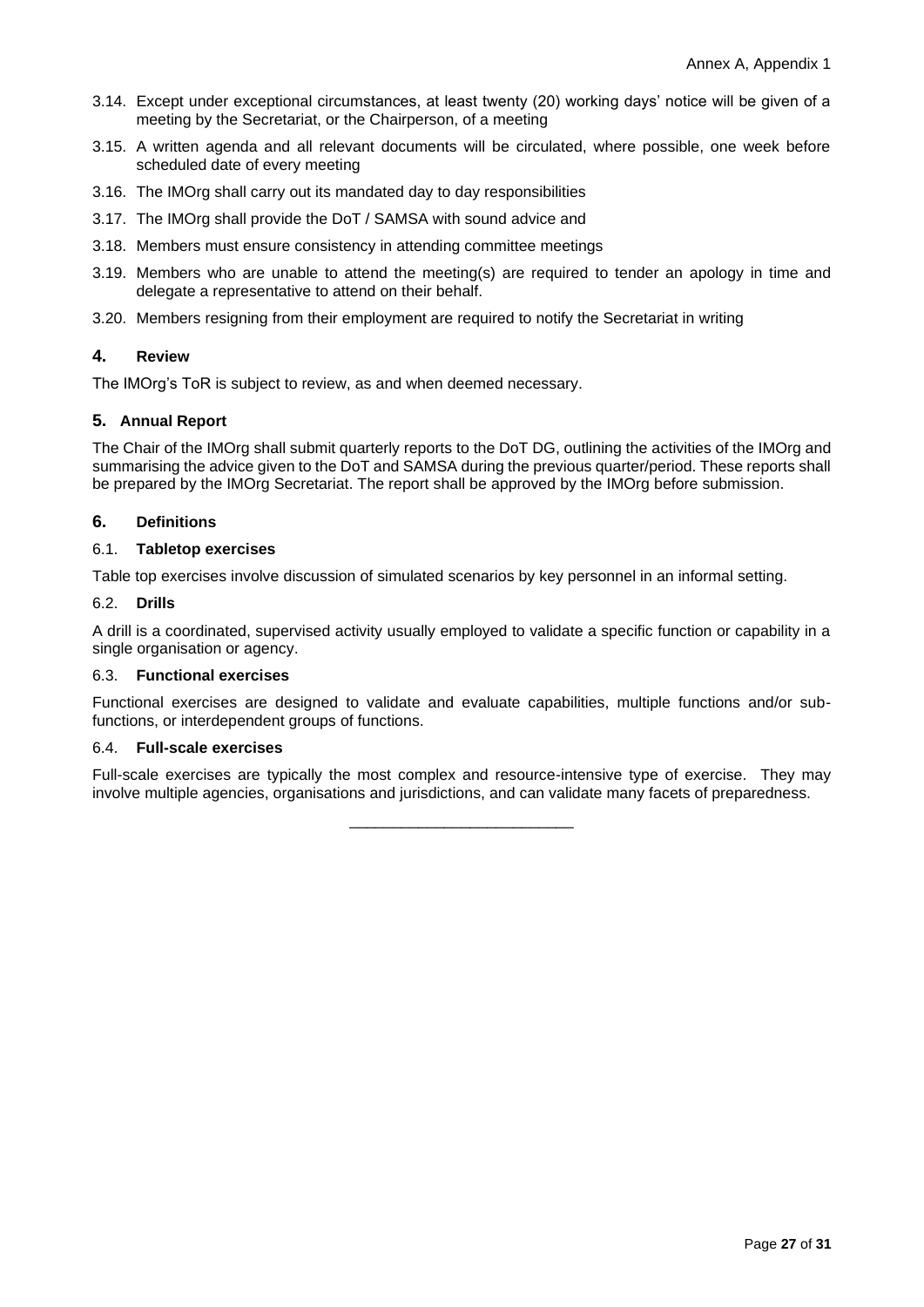3.14. Except under exceptional circumstances, at least twenty (20) working days' notice will be given of a meeting by the Secretariat, or the Chairperson, of a meeting

3.15. A written agenda and all relevant documents will be circulated, where possible, one week before scheduled date of every meeting

3.16. The IMOrg shall carry out its mandated day to day responsibilities

3.17. The IMOrg shall provide the DoT / SAMSA with sound advice and

3.18. Members must ensure consistency in attending committee meetings

3.19. Members who are unable to attend the meeting(s) are required to tender an apology in time and delegate a representative to attend on their behalf.

3.20. Members resigning from their employment are required to notify the Secretariat in writing

## 4. Review

The IMOrg's ToR is subject to review, as and when deemed necessary.

## 5. Annual Report

The Chair of the IMOrg shall submit quarterly reports to the DoT DG, outlining the activities of the IMOrg and summarising the advice given to the DoT and SAMSA during the previous quarter/period. These reports shall be prepared by the IMOrg Secretariat. The report shall be approved by the IMOrg before submission.

## 6. Definitions

### 6.1. Tabletop exercises

Table top exercises involve discussion of simulated scenarios by key personnel in an informal setting.

### 6.2. Drills

A drill is a coordinated, supervised activity usually employed to validate a specific function or capability in a single organisation or agency.

### 6.3. Functional exercises

Functional exercises are designed to validate and evaluate capabilities, multiple functions and/or sub-functions, or interdependent groups of functions.

### 6.4. Full-scale exercises

Full-scale exercises are typically the most complex and resource-intensive type of exercise. They may involve multiple agencies, organisations and jurisdictions, and can validate many facets of preparedness.

---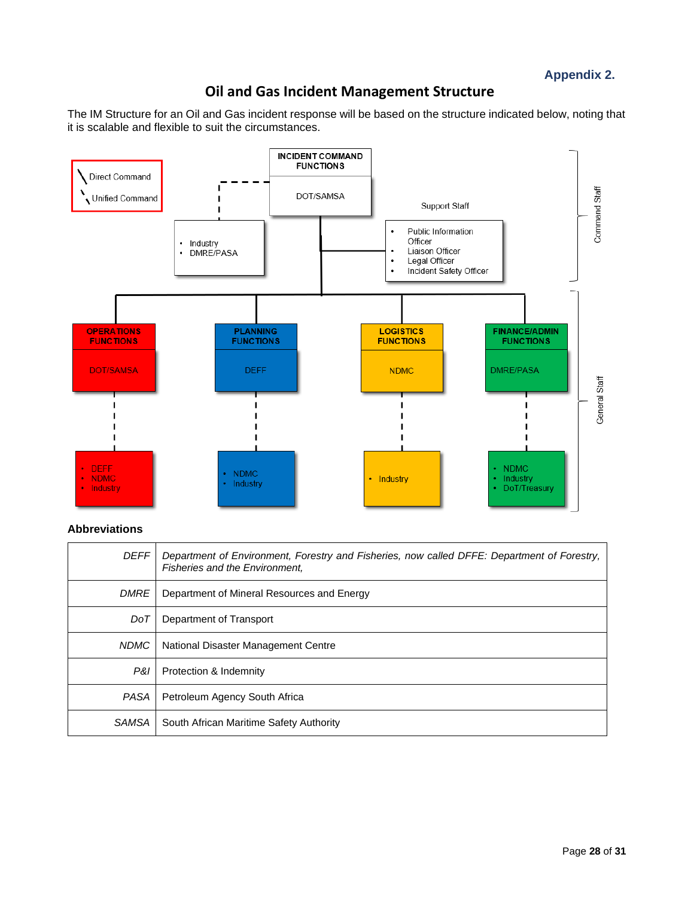**Appendix 2.**

# Oil and Gas Incident Management Structure

The IM Structure for an Oil and Gas incident response will be based on the structure indicated below, noting that it is scalable and flexible to suit the circumstances.

Direct Command

Unified Command

**INCIDENT COMMAND FUNCTIONS**

DOT/SAMSA

- Industry
- DMRE/PASA

Support Staff

- Public Information Officer
- Liaison Officer
- Legal Officer
- Incident Safety Officer

Command Staff

**OPERATIONS FUNCTIONS**

DOT/SAMSA

- DEFF
- NDMC
- Industry

**PLANNING FUNCTIONS**

DEFF

- NDMC
- Industry

**LOGISTICS FUNCTIONS**

NDMC

- Industry

**FINANCE/ADMIN FUNCTIONS**

DMRE/PASA

- NDMC
- Industry
- DoT/Treasury

General Staff

### Abbreviations

| | |
|---|---|
| *DEFF* | *Department of Environment, Forestry and Fisheries, now called DFFE: Department of Forestry, Fisheries and the Environment,* |
| *DMRE* | Department of Mineral Resources and Energy |
| *DoT* | Department of Transport |
| *NDMC* | National Disaster Management Centre |
| *P&I* | Protection & Indemnity |
| *PASA* | Petroleum Agency South Africa |
| *SAMSA* | South African Maritime Safety Authority |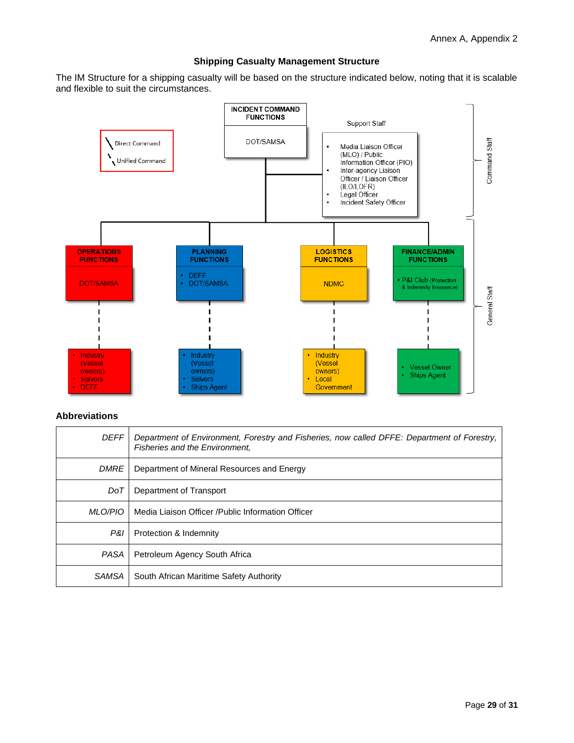## Shipping Casualty Management Structure

The IM Structure for a shipping casualty will be based on the structure indicated below, noting that it is scalable and flexible to suit the circumstances.

**Legend:** Direct Command (solid line); Unified Command (dashed line)

**Command Staff**

- **INCIDENT COMMAND FUNCTIONS**: DOT/SAMSA
- **Support Staff**:
  - Media Liaison Officer (MLO) / Public Information Officer (PIO)
  - Inter-agency Liaison Officer / Liaison Officer (ILO/LOFR)
  - Legal Officer
  - Incident Safety Officer

**General Staff**

- **OPERATIONS FUNCTIONS**: DOT/SAMSA
  - Industry (Vessel owners)
  - Salvors
  - DEFF
- **PLANNING FUNCTIONS**:
  - DEFF
  - DOT/SAMSA
  - Industry (Vessel owners)
  - Salvors
  - Ships Agent
- **LOGISTICS FUNCTIONS**: NDMC
  - Industry (Vessel owners)
  - Local Government
- **FINANCE/ADMIN FUNCTIONS**:
  - P&I Club (Protection & Indemnity Insurance)
  - Vessel Owner
  - Ships Agent

### Abbreviations

| | |
|---|---|
| *DEFF* | *Department of Environment, Forestry and Fisheries, now called DFFE: Department of Forestry, Fisheries and the Environment,* |
| *DMRE* | Department of Mineral Resources and Energy |
| *DoT* | Department of Transport |
| *MLO/PIO* | Media Liaison Officer /Public Information Officer |
| *P&I* | Protection & Indemnity |
| *PASA* | Petroleum Agency South Africa |
| *SAMSA* | South African Maritime Safety Authority |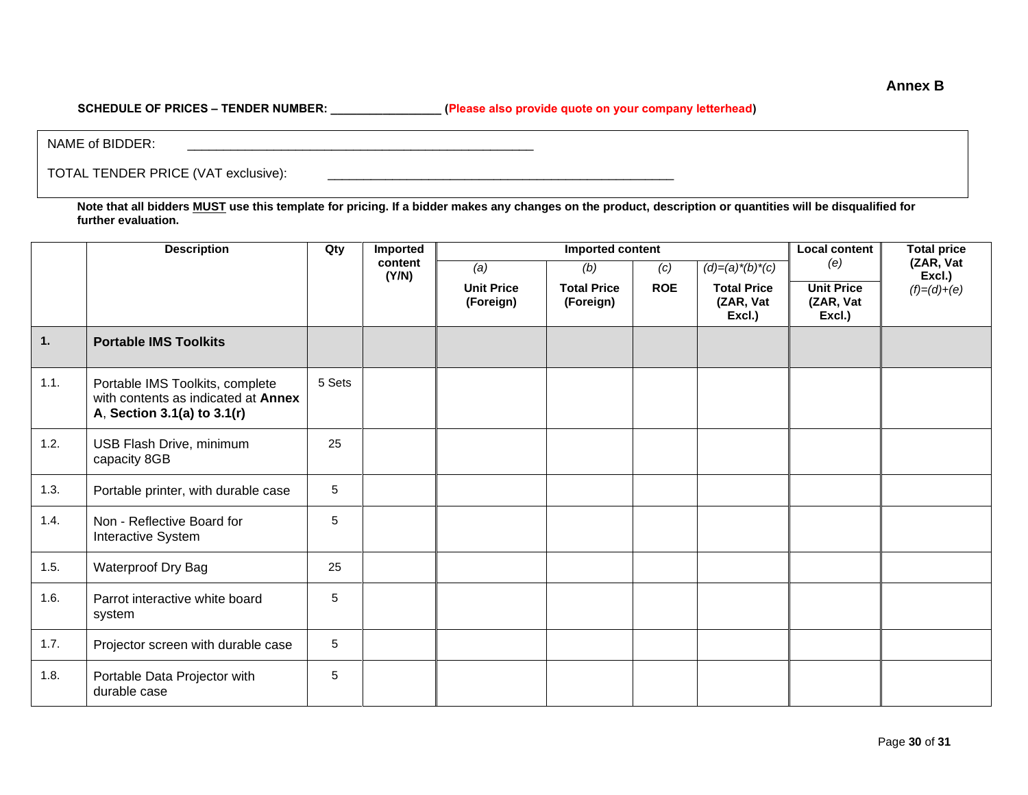**Annex B**

**SCHEDULE OF PRICES – TENDER NUMBER: ________________ (Please also provide quote on your company letterhead)**

NAME of BIDDER: __________________________________________________

TOTAL TENDER PRICE (VAT exclusive): __________________________________________________

**Note that all bidders MUST use this template for pricing. If a bidder makes any changes on the product, description or quantities will be disqualified for further evaluation.**

| | **Description** | **Qty** | **Imported content (Y/N)** | **Imported content** | | | | **Local content** | **Total price (ZAR, Vat Excl.)** |
|---|---|---|---|---|---|---|---|---|---|
| | | | | *(a)* **Unit Price (Foreign)** | *(b)* **Total Price (Foreign)** | *(c)* **ROE** | *(d)=(a)\*(b)\*(c)* **Total Price (ZAR, Vat Excl.)** | *(e)* **Unit Price (ZAR, Vat Excl.)** | *(f)=(d)+(e)* |
| **1.** | **Portable IMS Toolkits** | | | | | | | | |
| 1.1. | Portable IMS Toolkits, complete with contents as indicated at **Annex A**, **Section 3.1(a) to 3.1(r)** | 5 Sets | | | | | | | |
| 1.2. | USB Flash Drive, minimum capacity 8GB | 25 | | | | | | | |
| 1.3. | Portable printer, with durable case | 5 | | | | | | | |
| 1.4. | Non - Reflective Board for Interactive System | 5 | | | | | | | |
| 1.5. | Waterproof Dry Bag | 25 | | | | | | | |
| 1.6. | Parrot interactive white board system | 5 | | | | | | | |
| 1.7. | Projector screen with durable case | 5 | | | | | | | |
| 1.8. | Portable Data Projector with durable case | 5 | | | | | | | |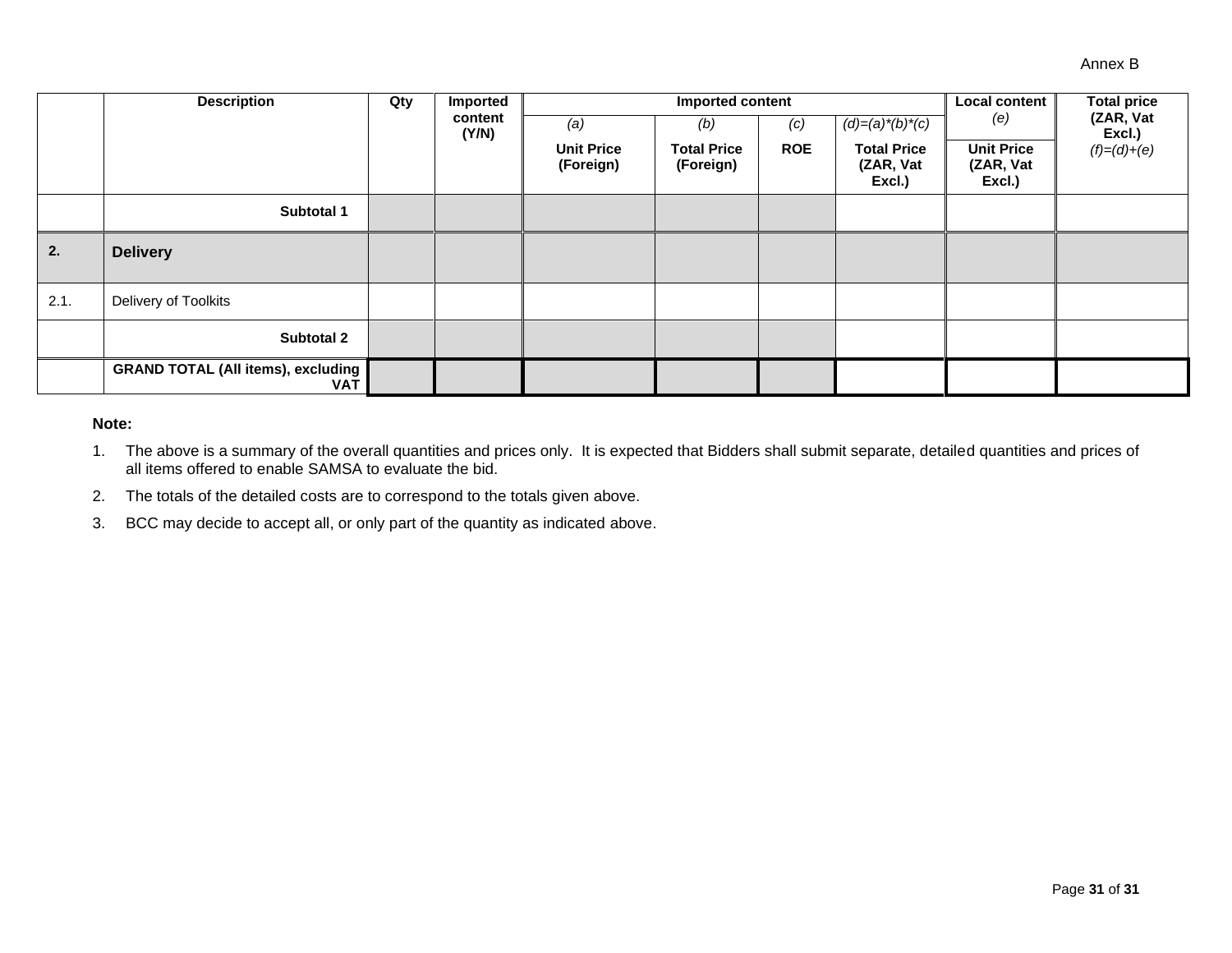Annex B

| | Description | Qty | Imported content (Y/N) | Imported content | | | | Local content | Total price (ZAR, Vat Excl.) |
|---|---|---|---|---|---|---|---|---|---|
| | | | | *(a)* | *(b)* | *(c)* | *(d)=(a)\*(b)\*(c)* | *(e)* | *(f)=(d)+(e)* |
| | | | | **Unit Price (Foreign)** | **Total Price (Foreign)** | **ROE** | **Total Price (ZAR, Vat Excl.)** | **Unit Price (ZAR, Vat Excl.)** | |
| | **Subtotal 1** | | | | | | | | |
| **2.** | **Delivery** | | | | | | | | |
| 2.1. | Delivery of Toolkits | | | | | | | | |
| | **Subtotal 2** | | | | | | | | |
| | **GRAND TOTAL (All items), excluding VAT** | | | | | | | | |

**Note:**

1. The above is a summary of the overall quantities and prices only. It is expected that Bidders shall submit separate, detailed quantities and prices of all items offered to enable SAMSA to evaluate the bid.
2. The totals of the detailed costs are to correspond to the totals given above.
3. BCC may decide to accept all, or only part of the quantity as indicated above.